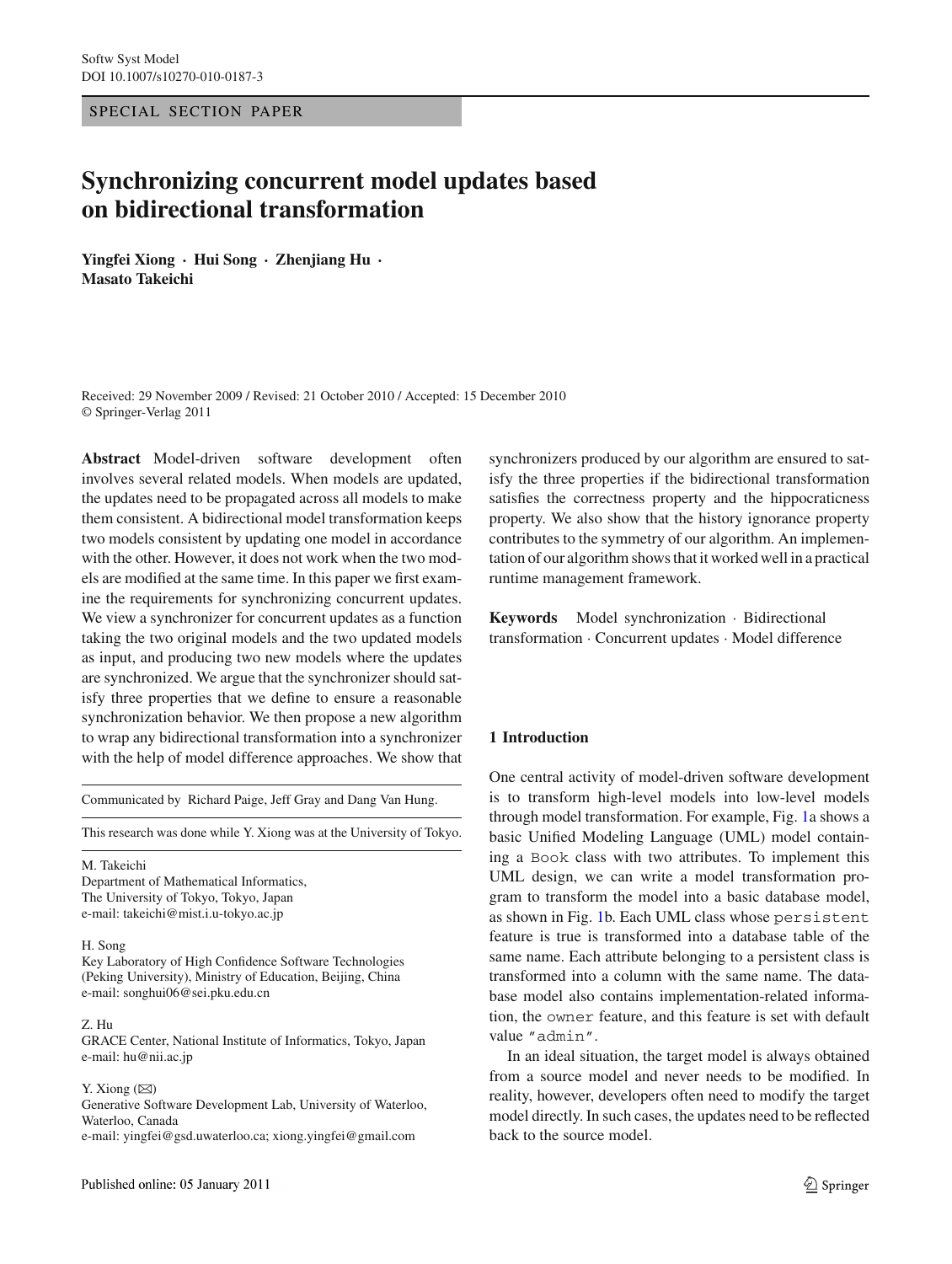SPECIAL SECTION PAPER

# Synchronizing concurrent model updates based on bidirectional transformation

**Yingfei Xiong · Hui Song · Zhenjiang Hu · Masato Takeichi**

Received: 29 November 2009 / Revised: 21 October 2010 / Accepted: 15 December 2010
© Springer-Verlag 2011

**Abstract** Model-driven software development often involves several related models. When models are updated, the updates need to be propagated across all models to make them consistent. A bidirectional model transformation keeps two models consistent by updating one model in accordance with the other. However, it does not work when the two models are modified at the same time. In this paper we first examine the requirements for synchronizing concurrent updates. We view a synchronizer for concurrent updates as a function taking the two original models and the two updated models as input, and producing two new models where the updates are synchronized. We argue that the synchronizer should satisfy three properties that we define to ensure a reasonable synchronization behavior. We then propose a new algorithm to wrap any bidirectional transformation into a synchronizer with the help of model difference approaches. We show that synchronizers produced by our algorithm are ensured to satisfy the three properties if the bidirectional transformation satisfies the correctness property and the hippocraticness property. We also show that the history ignorance property contributes to the symmetry of our algorithm. An implementation of our algorithm shows that it worked well in a practical runtime management framework.

**Keywords** Model synchronization · Bidirectional transformation · Concurrent updates · Model difference

Communicated by Richard Paige, Jeff Gray and Dang Van Hung.

This research was done while Y. Xiong was at the University of Tokyo.

M. Takeichi
Department of Mathematical Informatics, The University of Tokyo, Tokyo, Japan
e-mail: takeichi@mist.i.u-tokyo.ac.jp

H. Song
Key Laboratory of High Confidence Software Technologies (Peking University), Ministry of Education, Beijing, China
e-mail: songhui06@sei.pku.edu.cn

Z. Hu
GRACE Center, National Institute of Informatics, Tokyo, Japan
e-mail: hu@nii.ac.jp

Y. Xiong (✉)
Generative Software Development Lab, University of Waterloo, Waterloo, Canada
e-mail: yingfei@gsd.uwaterloo.ca; xiong.yingfei@gmail.com

## 1 Introduction

One central activity of model-driven software development is to transform high-level models into low-level models through model transformation. For example, Fig. 1a shows a basic Unified Modeling Language (UML) model containing a `Book` class with two attributes. To implement this UML design, we can write a model transformation program to transform the model into a basic database model, as shown in Fig. 1b. Each UML class whose `persistent` feature is true is transformed into a database table of the same name. Each attribute belonging to a persistent class is transformed into a column with the same name. The database model also contains implementation-related information, the `owner` feature, and this feature is set with default value `"admin"`.

In an ideal situation, the target model is always obtained from a source model and never needs to be modified. In reality, however, developers often need to modify the target model directly. In such cases, the updates need to be reflected back to the source model.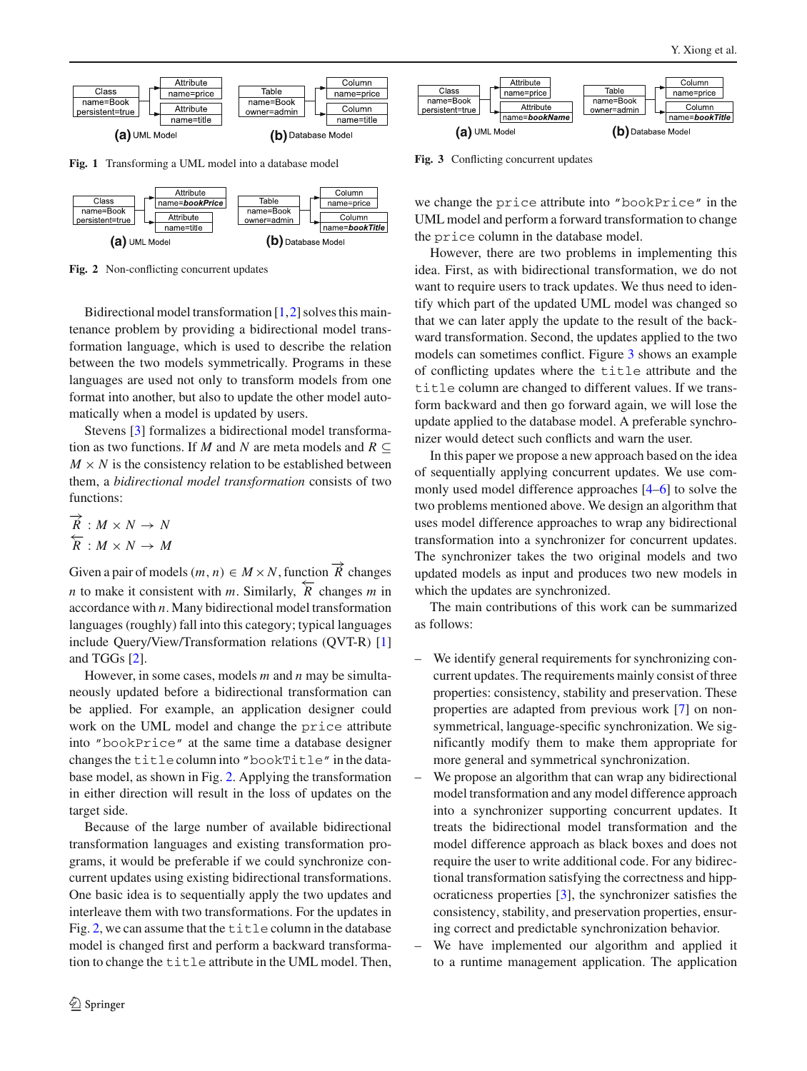Class
name=Book
persistent=true

Attribute
name=price

Attribute
name=title

**(a)** UML Model

Table
name=Book
owner=admin

Column
name=price

Column
name=title

**(b)** Database Model

**Fig. 1** Transforming a UML model into a database model

Class
name=Book
persistent=true

Attribute
name=***bookPrice***

Attribute
name=title

**(a)** UML Model

Table
name=Book
owner=admin

Column
name=price

Column
name=***bookTitle***

**(b)** Database Model

**Fig. 2** Non-conflicting concurrent updates

Bidirectional model transformation [1,2] solves this maintenance problem by providing a bidirectional model transformation language, which is used to describe the relation between the two models symmetrically. Programs in these languages are used not only to transform models from one format into another, but also to update the other model automatically when a model is updated by users.

Stevens [3] formalizes a bidirectional model transformation as two functions. If $M$ and $N$ are meta models and $R \subseteq M \times N$ is the consistency relation to be established between them, a *bidirectional model transformation* consists of two functions:

$$\overrightarrow{R} : M \times N \rightarrow N$$
$$\overleftarrow{R} : M \times N \rightarrow M$$

Given a pair of models $(m, n) \in M \times N$, function $\overrightarrow{R}$ changes $n$ to make it consistent with $m$. Similarly, $\overleftarrow{R}$ changes $m$ in accordance with $n$. Many bidirectional model transformation languages (roughly) fall into this category; typical languages include Query/View/Transformation relations (QVT-R) [1] and TGGs [2].

However, in some cases, models $m$ and $n$ may be simultaneously updated before a bidirectional transformation can be applied. For example, an application designer could work on the UML model and change the `price` attribute into `"bookPrice"` at the same time a database designer changes the `title` column into `"bookTitle"` in the database model, as shown in Fig. 2. Applying the transformation in either direction will result in the loss of updates on the target side.

Because of the large number of available bidirectional transformation languages and existing transformation programs, it would be preferable if we could synchronize concurrent updates using existing bidirectional transformations. One basic idea is to sequentially apply the two updates and interleave them with two transformations. For the updates in Fig. 2, we can assume that the `title` column in the database model is changed first and perform a backward transformation to change the `title` attribute in the UML model. Then,

Class
name=Book
persistent=true

Attribute
name=price

Attribute
name=***bookName***

**(a)** UML Model

Table
name=Book
owner=admin

Column
name=price

Column
name=***bookTitle***

**(b)** Database Model

**Fig. 3** Conflicting concurrent updates

we change the `price` attribute into `"bookPrice"` in the UML model and perform a forward transformation to change the `price` column in the database model.

However, there are two problems in implementing this idea. First, as with bidirectional transformation, we do not want to require users to track updates. We thus need to identify which part of the updated UML model was changed so that we can later apply the update to the result of the backward transformation. Second, the updates applied to the two models can sometimes conflict. Figure 3 shows an example of conflicting updates where the `title` attribute and the `title` column are changed to different values. If we transform backward and then go forward again, we will lose the update applied to the database model. A preferable synchronizer would detect such conflicts and warn the user.

In this paper we propose a new approach based on the idea of sequentially applying concurrent updates. We use commonly used model difference approaches [4–6] to solve the two problems mentioned above. We design an algorithm that uses model difference approaches to wrap any bidirectional transformation into a synchronizer for concurrent updates. The synchronizer takes the two original models and two updated models as input and produces two new models in which the updates are synchronized.

The main contributions of this work can be summarized as follows:

- We identify general requirements for synchronizing concurrent updates. The requirements mainly consist of three properties: consistency, stability and preservation. These properties are adapted from previous work [7] on non-symmetrical, language-specific synchronization. We significantly modify them to make them appropriate for more general and symmetrical synchronization.
- We propose an algorithm that can wrap any bidirectional model transformation and any model difference approach into a synchronizer supporting concurrent updates. It treats the bidirectional model transformation and the model difference approach as black boxes and does not require the user to write additional code. For any bidirectional transformation satisfying the correctness and hippocraticness properties [3], the synchronizer satisfies the consistency, stability, and preservation properties, ensuring correct and predictable synchronization behavior.
- We have implemented our algorithm and applied it to a runtime management application. The application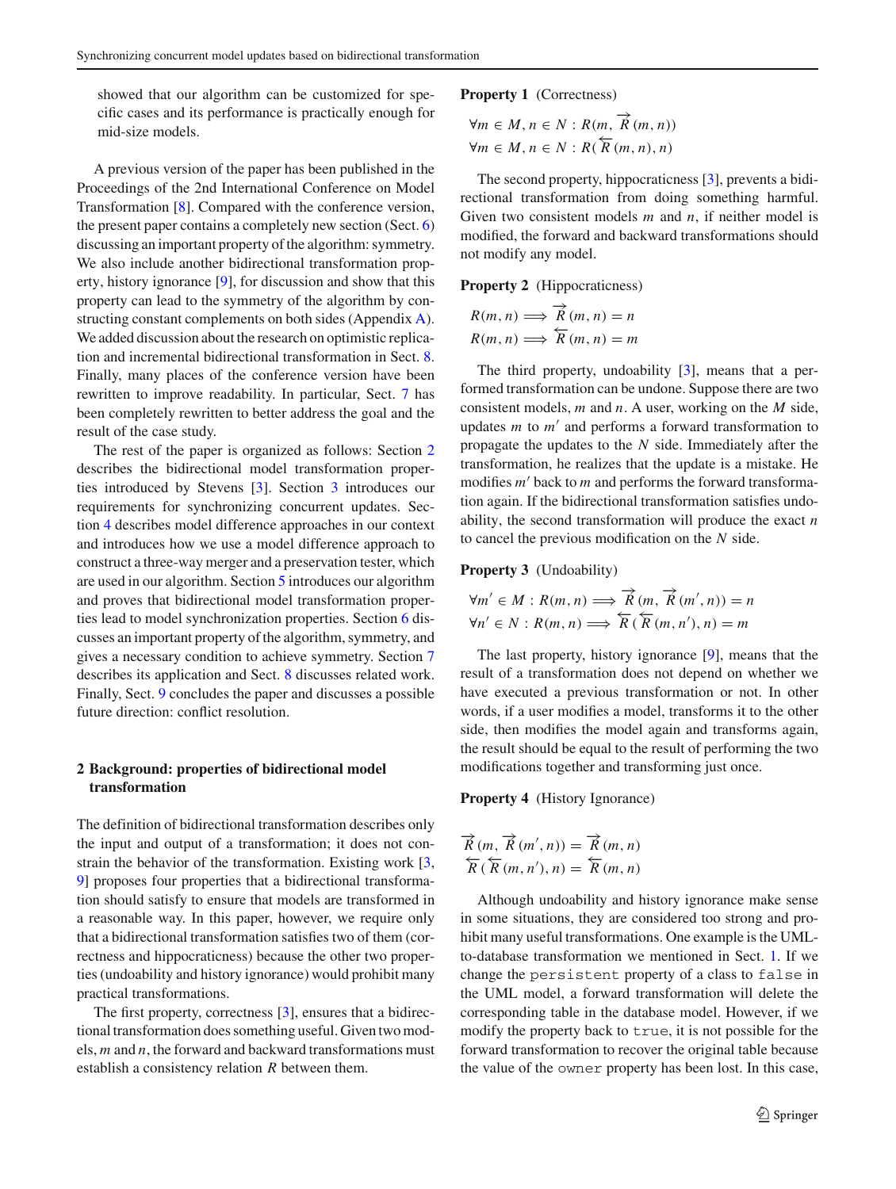showed that our algorithm can be customized for specific cases and its performance is practically enough for mid-size models.

A previous version of the paper has been published in the Proceedings of the 2nd International Conference on Model Transformation [8]. Compared with the conference version, the present paper contains a completely new section (Sect. 6) discussing an important property of the algorithm: symmetry. We also include another bidirectional transformation property, history ignorance [9], for discussion and show that this property can lead to the symmetry of the algorithm by constructing constant complements on both sides (Appendix A). We added discussion about the research on optimistic replication and incremental bidirectional transformation in Sect. 8. Finally, many places of the conference version have been rewritten to improve readability. In particular, Sect. 7 has been completely rewritten to better address the goal and the result of the case study.

The rest of the paper is organized as follows: Section 2 describes the bidirectional model transformation properties introduced by Stevens [3]. Section 3 introduces our requirements for synchronizing concurrent updates. Section 4 describes model difference approaches in our context and introduces how we use a model difference approach to construct a three-way merger and a preservation tester, which are used in our algorithm. Section 5 introduces our algorithm and proves that bidirectional model transformation properties lead to model synchronization properties. Section 6 discusses an important property of the algorithm, symmetry, and gives a necessary condition to achieve symmetry. Section 7 describes its application and Sect. 8 discusses related work. Finally, Sect. 9 concludes the paper and discusses a possible future direction: conflict resolution.

## 2 Background: properties of bidirectional model transformation

The definition of bidirectional transformation describes only the input and output of a transformation; it does not constrain the behavior of the transformation. Existing work [3, 9] proposes four properties that a bidirectional transformation should satisfy to ensure that models are transformed in a reasonable way. In this paper, however, we require only that a bidirectional transformation satisfies two of them (correctness and hippocraticness) because the other two properties (undoability and history ignorance) would prohibit many practical transformations.

The first property, correctness [3], ensures that a bidirectional transformation does something useful. Given two models, $m$ and $n$, the forward and backward transformations must establish a consistency relation $R$ between them.

**Property 1** (Correctness)

$$\forall m \in M, n \in N : R(m, \overrightarrow{R}(m, n))$$
$$\forall m \in M, n \in N : R(\overleftarrow{R}(m, n), n)$$

The second property, hippocraticness [3], prevents a bidirectional transformation from doing something harmful. Given two consistent models $m$ and $n$, if neither model is modified, the forward and backward transformations should not modify any model.

**Property 2** (Hippocraticness)

$$R(m, n) \Longrightarrow \overrightarrow{R}(m, n) = n$$
$$R(m, n) \Longrightarrow \overleftarrow{R}(m, n) = m$$

The third property, undoability [3], means that a performed transformation can be undone. Suppose there are two consistent models, $m$ and $n$. A user, working on the $M$ side, updates $m$ to $m'$ and performs a forward transformation to propagate the updates to the $N$ side. Immediately after the transformation, he realizes that the update is a mistake. He modifies $m'$ back to $m$ and performs the forward transformation again. If the bidirectional transformation satisfies undoability, the second transformation will produce the exact $n$ to cancel the previous modification on the $N$ side.

**Property 3** (Undoability)

$$\forall m' \in M : R(m, n) \Longrightarrow \overrightarrow{R}(m, \overrightarrow{R}(m', n)) = n$$
$$\forall n' \in N : R(m, n) \Longrightarrow \overleftarrow{R}(\overleftarrow{R}(m, n'), n) = m$$

The last property, history ignorance [9], means that the result of a transformation does not depend on whether we have executed a previous transformation or not. In other words, if a user modifies a model, transforms it to the other side, then modifies the model again and transforms again, the result should be equal to the result of performing the two modifications together and transforming just once.

**Property 4** (History Ignorance)

$$\overrightarrow{R}(m, \overrightarrow{R}(m', n)) = \overrightarrow{R}(m, n)$$
$$\overleftarrow{R}(\overleftarrow{R}(m, n'), n) = \overleftarrow{R}(m, n)$$

Although undoability and history ignorance make sense in some situations, they are considered too strong and prohibit many useful transformations. One example is the UML-to-database transformation we mentioned in Sect. 1. If we change the `persistent` property of a class to `false` in the UML model, a forward transformation will delete the corresponding table in the database model. However, if we modify the property back to `true`, it is not possible for the forward transformation to recover the original table because the value of the `owner` property has been lost. In this case,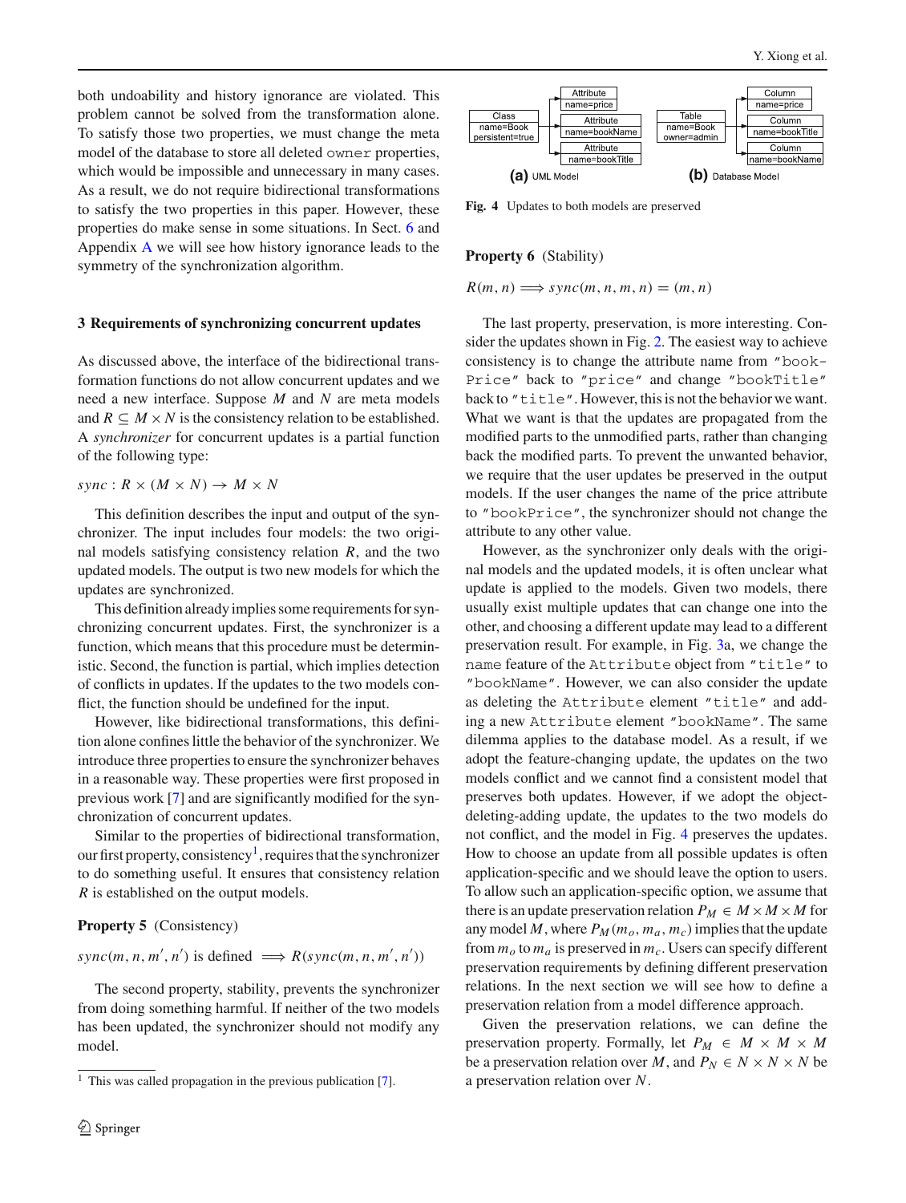both undoability and history ignorance are violated. This problem cannot be solved from the transformation alone. To satisfy those two properties, we must change the meta model of the database to store all deleted `owner` properties, which would be impossible and unnecessary in many cases. As a result, we do not require bidirectional transformations to satisfy the two properties in this paper. However, these properties do make sense in some situations. In Sect. 6 and Appendix A we will see how history ignorance leads to the symmetry of the synchronization algorithm.

## 3 Requirements of synchronizing concurrent updates

As discussed above, the interface of the bidirectional transformation functions do not allow concurrent updates and we need a new interface. Suppose $M$ and $N$ are meta models and $R \subseteq M \times N$ is the consistency relation to be established. A *synchronizer* for concurrent updates is a partial function of the following type:

$$sync : R \times (M \times N) \rightarrow M \times N$$

This definition describes the input and output of the synchronizer. The input includes four models: the two original models satisfying consistency relation $R$, and the two updated models. The output is two new models for which the updates are synchronized.

This definition already implies some requirements for synchronizing concurrent updates. First, the synchronizer is a function, which means that this procedure must be deterministic. Second, the function is partial, which implies detection of conflicts in updates. If the updates to the two models conflict, the function should be undefined for the input.

However, like bidirectional transformations, this definition alone confines little the behavior of the synchronizer. We introduce three properties to ensure the synchronizer behaves in a reasonable way. These properties were first proposed in previous work [7] and are significantly modified for the synchronization of concurrent updates.

Similar to the properties of bidirectional transformation, our first property, consistency[1], requires that the synchronizer to do something useful. It ensures that consistency relation $R$ is established on the output models.

**Property 5** (Consistency)

$$sync(m, n, m', n') \text{ is defined } \implies R(sync(m, n, m', n'))$$

The second property, stability, prevents the synchronizer from doing something harmful. If neither of the two models has been updated, the synchronizer should not modify any model.

[1] This was called propagation in the previous publication [7].

| Class | | Attribute |
|---|---|---|
| name=Book | | name=price |
| persistent=true | | |
| | | Attribute |
| | | name=bookName |
| | | Attribute |
| | | name=bookTitle |

| Table | | Column |
|---|---|---|
| name=Book | | name=price |
| owner=admin | | |
| | | Column |
| | | name=bookTitle |
| | | Column |
| | | name=bookName |

(a) UML Model (b) Database Model

**Fig. 4** Updates to both models are preserved

**Property 6** (Stability)

$$R(m, n) \implies sync(m, n, m, n) = (m, n)$$

The last property, preservation, is more interesting. Consider the updates shown in Fig. 2. The easiest way to achieve consistency is to change the attribute name from `"bookPrice"` back to `"price"` and change `"bookTitle"` back to `"title"`. However, this is not the behavior we want. What we want is that the updates are propagated from the modified parts to the unmodified parts, rather than changing back the modified parts. To prevent the unwanted behavior, we require that the user updates be preserved in the output models. If the user changes the name of the price attribute to `"bookPrice"`, the synchronizer should not change the attribute to any other value.

However, as the synchronizer only deals with the original models and the updated models, it is often unclear what update is applied to the models. Given two models, there usually exist multiple updates that can change one into the other, and choosing a different update may lead to a different preservation result. For example, in Fig. 3a, we change the `name` feature of the `Attribute` object from `"title"` to `"bookName"`. However, we can also consider the update as deleting the `Attribute` element `"title"` and adding a new `Attribute` element `"bookName"`. The same dilemma applies to the database model. As a result, if we adopt the feature-changing update, the updates on the two models conflict and we cannot find a consistent model that preserves both updates. However, if we adopt the object-deleting-adding update, the updates to the two models do not conflict, and the model in Fig. 4 preserves the updates. How to choose an update from all possible updates is often application-specific and we should leave the option to users. To allow such an application-specific option, we assume that there is an update preservation relation $P_M \in M \times M \times M$ for any model $M$, where $P_M(m_o, m_a, m_c)$ implies that the update from $m_o$ to $m_a$ is preserved in $m_c$. Users can specify different preservation requirements by defining different preservation relations. In the next section we will see how to define a preservation relation from a model difference approach.

Given the preservation relations, we can define the preservation property. Formally, let $P_M \in M \times M \times M$ be a preservation relation over $M$, and $P_N \in N \times N \times N$ be a preservation relation over $N$.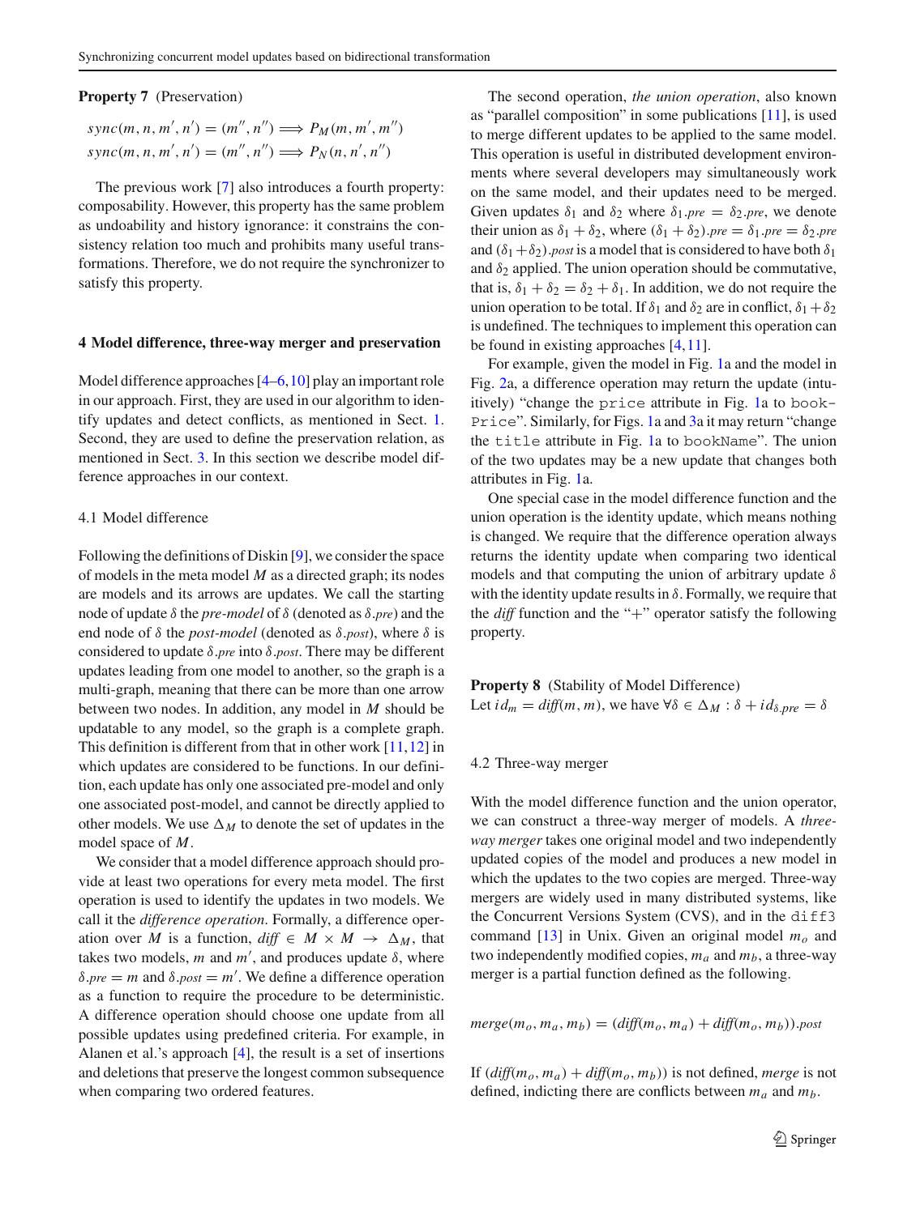**Property 7** (Preservation)

$$sync(m, n, m', n') = (m'', n'') \Longrightarrow P_M(m, m', m'')$$
$$sync(m, n, m', n') = (m'', n'') \Longrightarrow P_N(n, n', n'')$$

The previous work [7] also introduces a fourth property: composability. However, this property has the same problem as undoability and history ignorance: it constrains the consistency relation too much and prohibits many useful transformations. Therefore, we do not require the synchronizer to satisfy this property.

## 4 Model difference, three-way merger and preservation

Model difference approaches [4–6,10] play an important role in our approach. First, they are used in our algorithm to identify updates and detect conflicts, as mentioned in Sect. 1. Second, they are used to define the preservation relation, as mentioned in Sect. 3. In this section we describe model difference approaches in our context.

### 4.1 Model difference

Following the definitions of Diskin [9], we consider the space of models in the meta model $M$ as a directed graph; its nodes are models and its arrows are updates. We call the starting node of update $\delta$ the *pre-model* of $\delta$ (denoted as $\delta.pre$) and the end node of $\delta$ the *post-model* (denoted as $\delta.post$), where $\delta$ is considered to update $\delta.pre$ into $\delta.post$. There may be different updates leading from one model to another, so the graph is a multi-graph, meaning that there can be more than one arrow between two nodes. In addition, any model in $M$ should be updatable to any model, so the graph is a complete graph. This definition is different from that in other work [11,12] in which updates are considered to be functions. In our definition, each update has only one associated pre-model and only one associated post-model, and cannot be directly applied to other models. We use $\Delta_M$ to denote the set of updates in the model space of $M$.

We consider that a model difference approach should provide at least two operations for every meta model. The first operation is used to identify the updates in two models. We call it the *difference operation*. Formally, a difference operation over $M$ is a function, $diff \in M \times M \rightarrow \Delta_M$, that takes two models, $m$ and $m'$, and produces update $\delta$, where $\delta.pre = m$ and $\delta.post = m'$. We define a difference operation as a function to require the procedure to be deterministic. A difference operation should choose one update from all possible updates using predefined criteria. For example, in Alanen et al.'s approach [4], the result is a set of insertions and deletions that preserve the longest common subsequence when comparing two ordered features.

The second operation, *the union operation*, also known as "parallel composition" in some publications [11], is used to merge different updates to be applied to the same model. This operation is useful in distributed development environments where several developers may simultaneously work on the same model, and their updates need to be merged. Given updates $\delta_1$ and $\delta_2$ where $\delta_1.pre = \delta_2.pre$, we denote their union as $\delta_1 + \delta_2$, where $(\delta_1 + \delta_2).pre = \delta_1.pre = \delta_2.pre$ and $(\delta_1 + \delta_2).post$ is a model that is considered to have both $\delta_1$ and $\delta_2$ applied. The union operation should be commutative, that is, $\delta_1 + \delta_2 = \delta_2 + \delta_1$. In addition, we do not require the union operation to be total. If $\delta_1$ and $\delta_2$ are in conflict, $\delta_1 + \delta_2$ is undefined. The techniques to implement this operation can be found in existing approaches [4,11].

For example, given the model in Fig. 1a and the model in Fig. 2a, a difference operation may return the update (intuitively) "change the `price` attribute in Fig. 1a to `bookPrice`". Similarly, for Figs. 1a and 3a it may return "change the `title` attribute in Fig. 1a to `bookName`". The union of the two updates may be a new update that changes both attributes in Fig. 1a.

One special case in the model difference function and the union operation is the identity update, which means nothing is changed. We require that the difference operation always returns the identity update when comparing two identical models and that computing the union of arbitrary update $\delta$ with the identity update results in $\delta$. Formally, we require that the *diff* function and the "+" operator satisfy the following property.

**Property 8** (Stability of Model Difference)
Let $id_m = diff(m, m)$, we have $\forall \delta \in \Delta_M : \delta + id_{\delta.pre} = \delta$

### 4.2 Three-way merger

With the model difference function and the union operator, we can construct a three-way merger of models. A *three-way merger* takes one original model and two independently updated copies of the model and produces a new model in which the updates to the two copies are merged. Three-way mergers are widely used in many distributed systems, like the Concurrent Versions System (CVS), and in the `diff3` command [13] in Unix. Given an original model $m_o$ and two independently modified copies, $m_a$ and $m_b$, a three-way merger is a partial function defined as the following.

$$merge(m_o, m_a, m_b) = (diff(m_o, m_a) + diff(m_o, m_b)).post$$

If $(diff(m_o, m_a) + diff(m_o, m_b))$ is not defined, *merge* is not defined, inditcing there are conflicts between $m_a$ and $m_b$.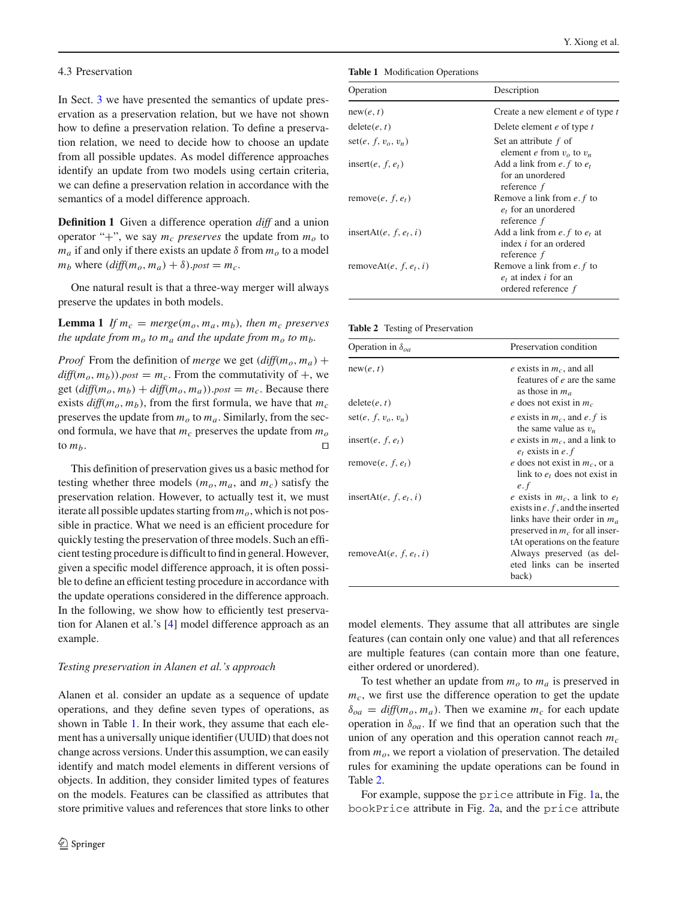### 4.3 Preservation

In Sect. 3 we have presented the semantics of update preservation as a preservation relation, but we have not shown how to define a preservation relation. To define a preservation relation, we need to decide how to choose an update from all possible updates. As model difference approaches identify an update from two models using certain criteria, we can define a preservation relation in accordance with the semantics of a model difference approach.

**Definition 1** Given a difference operation *diff* and a union operator "+", we say $m_c$ *preserves* the update from $m_o$ to $m_a$ if and only if there exists an update $\delta$ from $m_o$ to a model $m_b$ where $(\mathit{diff}(m_o, m_a) + \delta).\mathit{post} = m_c$.

One natural result is that a three-way merger will always preserve the updates in both models.

**Lemma 1** *If* $m_c = \mathit{merge}(m_o, m_a, m_b)$*, then* $m_c$ *preserves the update from* $m_o$ *to* $m_a$ *and the update from* $m_o$ *to* $m_b$*.*

*Proof* From the definition of *merge* we get $(\mathit{diff}(m_o, m_a) + \mathit{diff}(m_o, m_b)).\mathit{post} = m_c$. From the commutativity of +, we get $(\mathit{diff}(m_o, m_b) + \mathit{diff}(m_o, m_a)).\mathit{post} = m_c$. Because there exists $\mathit{diff}(m_o, m_b)$, from the first formula, we have that $m_c$ preserves the update from $m_o$ to $m_a$. Similarly, from the second formula, we have that $m_c$ preserves the update from $m_o$ to $m_b$. □

This definition of preservation gives us a basic method for testing whether three models ($m_o$, $m_a$, and $m_c$) satisfy the preservation relation. However, to actually test it, we must iterate all possible updates starting from $m_o$, which is not possible in practice. What we need is an efficient procedure for quickly testing the preservation of three models. Such an efficient testing procedure is difficult to find in general. However, given a specific model difference approach, it is often possible to define an efficient testing procedure in accordance with the update operations considered in the difference approach. In the following, we show how to efficiently test preservation for Alanen et al.'s [4] model difference approach as an example.

*Testing preservation in Alanen et al.'s approach*

Alanen et al. consider an update as a sequence of update operations, and they define seven types of operations, as shown in Table 1. In their work, they assume that each element has a universally unique identifier (UUID) that does not change across versions. Under this assumption, we can easily identify and match model elements in different versions of objects. In addition, they consider limited types of features on the models. Features can be classified as attributes that store primitive values and references that store links to other model elements. They assume that all attributes are single features (can contain only one value) and that all references are multiple features (can contain more than one feature, either ordered or unordered).

To test whether an update from $m_o$ to $m_a$ is preserved in $m_c$, we first use the difference operation to get the update $\delta_{oa} = \mathit{diff}(m_o, m_a)$. Then we examine $m_c$ for each update operation in $\delta_{oa}$. If we find that an operation such that the union of any operation and this operation cannot reach $m_c$ from $m_o$, we report a violation of preservation. The detailed rules for examining the update operations can be found in Table 2.

For example, suppose the `price` attribute in Fig. 1a, the `bookPrice` attribute in Fig. 2a, and the `price` attribute

**Table 1** Modification Operations

| Operation | Description |
|---|---|
| new($e$, $t$) | Create a new element $e$ of type $t$ |
| delete($e$, $t$) | Delete element $e$ of type $t$ |
| set($e$, $f$, $v_o$, $v_n$) | Set an attribute $f$ of element $e$ from $v_o$ to $v_n$ |
| insert($e$, $f$, $e_t$) | Add a link from $e.f$ to $e_t$ for an unordered reference $f$ |
| remove($e$, $f$, $e_t$) | Remove a link from $e.f$ to $e_t$ for an unordered reference $f$ |
| insertAt($e$, $f$, $e_t$, $i$) | Add a link from $e.f$ to $e_t$ at index $i$ for an ordered reference $f$ |
| removeAt($e$, $f$, $e_t$, $i$) | Remove a link from $e.f$ to $e_t$ at index $i$ for an ordered reference $f$ |

**Table 2** Testing of Preservation

| Operation in $\delta_{oa}$ | Preservation condition |
|---|---|
| new($e$, $t$) | $e$ exists in $m_c$, and all features of $e$ are the same as those in $m_a$ |
| delete($e$, $t$) | $e$ does not exist in $m_c$ |
| set($e$, $f$, $v_o$, $v_n$) | $e$ exists in $m_c$, and $e.f$ is the same value as $v_n$ |
| insert($e$, $f$, $e_t$) | $e$ exists in $m_c$, and a link to $e_t$ exists in $e.f$ |
| remove($e$, $f$, $e_t$) | $e$ does not exist in $m_c$, or a link to $e_t$ does not exist in $e.f$ |
| insertAt($e$, $f$, $e_t$, $i$) | $e$ exists in $m_c$, a link to $e_t$ exists in $e.f$, and the inserted links have their order in $m_a$ preserved in $m_c$ for all insertAt operations on the feature |
| removeAt($e$, $f$, $e_t$, $i$) | Always preserved (as deleted links can be inserted back) |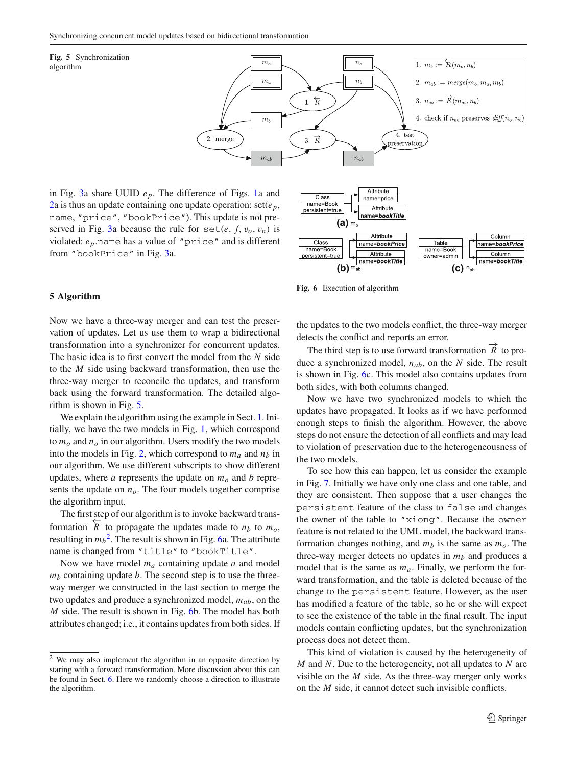**Fig. 5** Synchronization algorithm

1. $m_b := \overleftarrow{R}(m_o, n_b)$
2. $m_{ab} := merge(m_o, m_a, m_b)$
3. $n_{ab} := \overrightarrow{R}(m_{ab}, n_b)$
4. check if $n_{ab}$ preserves $diff(n_o, n_b)$

in Fig. 3a share UUID $e_p$. The difference of Figs. 1a and 2a is thus an update containing one update operation: set($e_p$, `name`, `"price"`, `"bookPrice"`). This update is not preserved in Fig. 3a because the rule for `set`($e$, $f$, $v_o$, $v_n$) is violated: $e_p$.`name` has a value of `"price"` and is different from `"bookPrice"` in Fig. 3a.

**Fig. 6** Execution of algorithm

## 5 Algorithm

Now we have a three-way merger and can test the preservation of updates. Let us use them to wrap a bidirectional transformation into a synchronizer for concurrent updates. The basic idea is to first convert the model from the $N$ side to the $M$ side using backward transformation, then use the three-way merger to reconcile the updates, and transform back using the forward transformation. The detailed algorithm is shown in Fig. 5.

We explain the algorithm using the example in Sect. 1. Initially, we have the two models in Fig. 1, which correspond to $m_o$ and $n_o$ in our algorithm. Users modify the two models into the models in Fig. 2, which correspond to $m_a$ and $n_b$ in our algorithm. We use different subscripts to show different updates, where $a$ represents the update on $m_o$ and $b$ represents the update on $n_o$. The four models together comprise the algorithm input.

The first step of our algorithm is to invoke backward transformation $\overleftarrow{R}$ to propagate the updates made to $n_b$ to $m_o$, resulting in $m_b$[2]. The result is shown in Fig. 6a. The attribute name is changed from `"title"` to `"bookTitle"`.

Now we have model $m_a$ containing update $a$ and model $m_b$ containing update $b$. The second step is to use the three-way merger we constructed in the last section to merge the two updates and produce a synchronized model, $m_{ab}$, on the $M$ side. The result is shown in Fig. 6b. The model has both attributes changed; i.e., it contains updates from both sides. If the updates to the two models conflict, the three-way merger detects the conflict and reports an error.

The third step is to use forward transformation $\overrightarrow{R}$ to produce a synchronized model, $n_{ab}$, on the $N$ side. The result is shown in Fig. 6c. This model also contains updates from both sides, with both columns changed.

Now we have two synchronized models to which the updates have propagated. It looks as if we have performed enough steps to finish the algorithm. However, the above steps do not ensure the detection of all conflicts and may lead to violation of preservation due to the heterogeneousness of the two models.

To see how this can happen, let us consider the example in Fig. 7. Initially we have only one class and one table, and they are consistent. Then suppose that a user changes the `persistent` feature of the class to `false` and changes the owner of the table to `"xiong"`. Because the `owner` feature is not related to the UML model, the backward transformation changes nothing, and $m_b$ is the same as $m_o$. The three-way merger detects no updates in $m_b$ and produces a model that is the same as $m_a$. Finally, we perform the forward transformation, and the table is deleted because of the change to the `persistent` feature. However, as the user has modified a feature of the table, so he or she will expect to see the existence of the table in the final result. The input models contain conflicting updates, but the synchronization process does not detect them.

This kind of violation is caused by the heterogeneity of $M$ and $N$. Due to the heterogeneity, not all updates to $N$ are visible on the $M$ side. As the three-way merger only works on the $M$ side, it cannot detect such invisible conflicts.

[2] We may also implement the algorithm in an opposite direction by staring with a forward transformation. More discussion about this can be found in Sect. 6. Here we randomly choose a direction to illustrate the algorithm.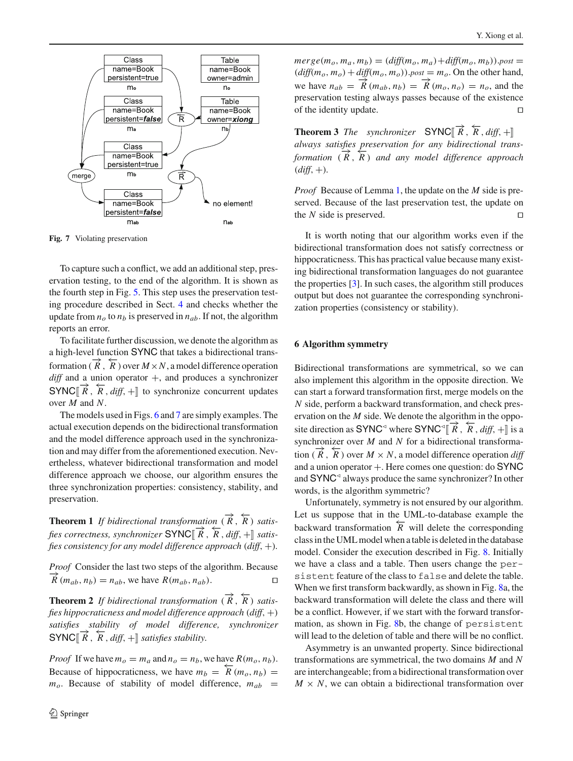Fig. 7 Violating preservation

To capture such a conflict, we add an additional step, preservation testing, to the end of the algorithm. It is shown as the fourth step in Fig. 5. This step uses the preservation testing procedure described in Sect. 4 and checks whether the update from $n_o$ to $n_b$ is preserved in $n_{ab}$. If not, the algorithm reports an error.

To facilitate further discussion, we denote the algorithm as a high-level function SYNC that takes a bidirectional transformation $(\overrightarrow{R}, \overleftarrow{R})$ over $M \times N$, a model difference operation *diff* and a union operator $+$, and produces a synchronizer $\mathsf{SYNC}[\![\overrightarrow{R}, \overleftarrow{R}, \mathit{diff}, +]\!]$ to synchronize concurrent updates over $M$ and $N$.

The models used in Figs. 6 and 7 are simply examples. The actual execution depends on the bidirectional transformation and the model difference approach used in the synchronization and may differ from the aforementioned execution. Nevertheless, whatever bidirectional transformation and model difference approach we choose, our algorithm ensures the three synchronization properties: consistency, stability, and preservation.

**Theorem 1** *If bidirectional transformation $(\overrightarrow{R}, \overleftarrow{R})$ satisfies correctness, synchronizer $\mathsf{SYNC}[\![\overrightarrow{R}, \overleftarrow{R}, \mathit{diff}, +]\!]$ satisfies consistency for any model difference approach $(\mathit{diff}, +)$.*

*Proof* Consider the last two steps of the algorithm. Because $\overrightarrow{R}(m_{ab}, n_b) = n_{ab}$, we have $R(m_{ab}, n_{ab})$. □

**Theorem 2** *If bidirectional transformation $(\overrightarrow{R}, \overleftarrow{R})$ satisfies hippocraticness and model difference approach $(\mathit{diff}, +)$ satisfies stability of model difference, synchronizer $\mathsf{SYNC}[\![\overrightarrow{R}, \overleftarrow{R}, \mathit{diff}, +]\!]$ satisfies stability.*

*Proof* If we have $m_o = m_a$ and $n_o = n_b$, we have $R(m_o, n_b)$. Because of hippocraticness, we have $m_b = \overleftarrow{R}(m_o, n_b) = m_o$. Because of stability of model difference, $m_{ab} = \mathit{merge}(m_o, m_a, m_b) = (\mathit{diff}(m_o, m_a) + \mathit{diff}(m_o, m_b)).\mathit{post} = (\mathit{diff}(m_o, m_o) + \mathit{diff}(m_o, m_o)).\mathit{post} = m_o$. On the other hand, we have $n_{ab} = \overrightarrow{R}(m_{ab}, n_b) = \overrightarrow{R}(m_o, n_o) = n_o$, and the preservation testing always passes because of the existence of the identity update. □

**Theorem 3** *The synchronizer $\mathsf{SYNC}[\![\overrightarrow{R}, \overleftarrow{R}, \mathit{diff}, +]\!]$ always satisfies preservation for any bidirectional transformation $(\overrightarrow{R}, \overleftarrow{R})$ and any model difference approach $(\mathit{diff}, +)$.*

*Proof* Because of Lemma 1, the update on the $M$ side is preserved. Because of the last preservation test, the update on the $N$ side is preserved. □

It is worth noting that our algorithm works even if the bidirectional transformation does not satisfy correctness or hippocraticness. This has practical value because many existing bidirectional transformation languages do not guarantee the properties [3]. In such cases, the algorithm still produces output but does not guarantee the corresponding synchronization properties (consistency or stability).

## 6 Algorithm symmetry

Bidirectional transformations are symmetrical, so we can also implement this algorithm in the opposite direction. We can start a forward transformation first, merge models on the $N$ side, perform a backward transformation, and check preservation on the $M$ side. We denote the algorithm in the opposite direction as $\mathsf{SYNC}^{\triangleleft}$ where $\mathsf{SYNC}^{\triangleleft}[\![\overrightarrow{R}, \overleftarrow{R}, \mathit{diff}, +]\!]$ is a synchronizer over $M$ and $N$ for a bidirectional transformation $(\overrightarrow{R}, \overleftarrow{R})$ over $M \times N$, a model difference operation *diff* and a union operator $+$. Here comes one question: do SYNC and $\mathsf{SYNC}^{\triangleleft}$ always produce the same synchronizer? In other words, is the algorithm symmetric?

Unfortunately, symmetry is not ensured by our algorithm. Let us suppose that in the UML-to-database example the backward transformation $\overleftarrow{R}$ will delete the corresponding class in the UML model when a table is deleted in the database model. Consider the execution described in Fig. 8. Initially we have a class and a table. Then users change the `persistent` feature of the class to `false` and delete the table. When we first transform backwardly, as shown in Fig. 8a, the backward transformation will delete the class and there will be a conflict. However, if we start with the forward transformation, as shown in Fig. 8b, the change of `persistent` will lead to the deletion of table and there will be no conflict.

Asymmetry is an unwanted property. Since bidirectional transformations are symmetrical, the two domains $M$ and $N$ are interchangeable; from a bidirectional transformation over $M \times N$, we can obtain a bidirectional transformation over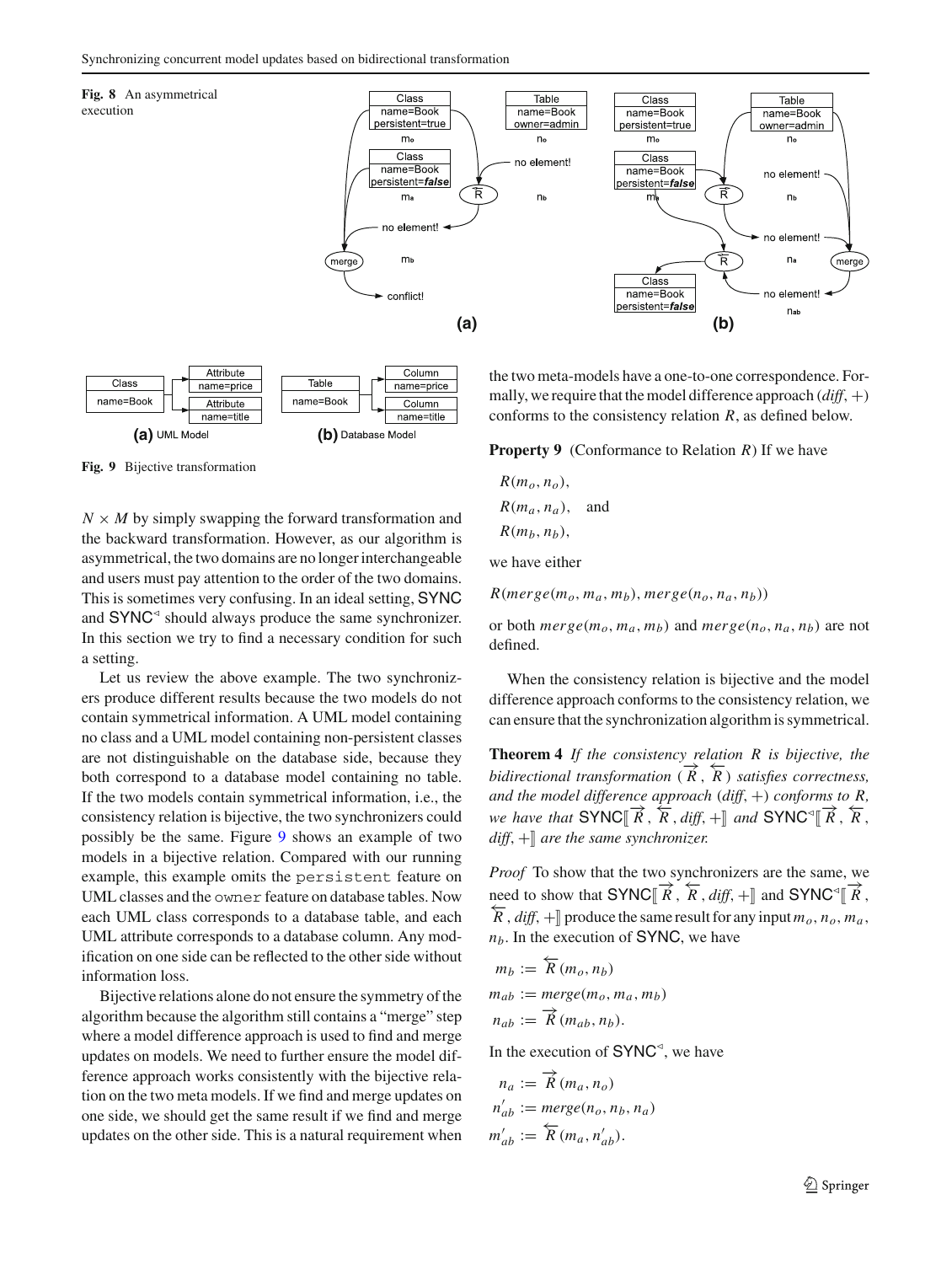**Fig. 8** An asymmetrical execution

**Fig. 9** Bijective transformation

$N \times M$ by simply swapping the forward transformation and the backward transformation. However, as our algorithm is asymmetrical, the two domains are no longer interchangeable and users must pay attention to the order of the two domains. This is sometimes very confusing. In an ideal setting, SYNC and SYNC$^{\triangleleft}$ should always produce the same synchronizer. In this section we try to find a necessary condition for such a setting.

Let us review the above example. The two synchronizers produce different results because the two models do not contain symmetrical information. A UML model containing no class and a UML model containing non-persistent classes are not distinguishable on the database side, because they both correspond to a database model containing no table. If the two models contain symmetrical information, i.e., the consistency relation is bijective, the two synchronizers could possibly be the same. Figure 9 shows an example of two models in a bijective relation. Compared with our running example, this example omits the `persistent` feature on UML classes and the `owner` feature on database tables. Now each UML class corresponds to a database table, and each UML attribute corresponds to a database column. Any modification on one side can be reflected to the other side without information loss.

Bijective relations alone do not ensure the symmetry of the algorithm because the algorithm still contains a "merge" step where a model difference approach is used to find and merge updates on models. We need to further ensure the model difference approach works consistently with the bijective relation on the two meta models. If we find and merge updates on one side, we should get the same result if we find and merge updates on the other side. This is a natural requirement when the two meta-models have a one-to-one correspondence. Formally, we require that the model difference approach ($diff$, $+$) conforms to the consistency relation $R$, as defined below.

**Property 9** (Conformance to Relation $R$) If we have

$$R(m_o, n_o),$$
$$R(m_a, n_a), \quad \text{and}$$
$$R(m_b, n_b),$$

we have either

$$R(merge(m_o, m_a, m_b), merge(n_o, n_a, n_b))$$

or both $merge(m_o, m_a, m_b)$ and $merge(n_o, n_a, n_b)$ are not defined.

When the consistency relation is bijective and the model difference approach conforms to the consistency relation, we can ensure that the synchronization algorithm is symmetrical.

**Theorem 4** *If the consistency relation $R$ is bijective, the bidirectional transformation ($\overrightarrow{R}$, $\overleftarrow{R}$) satisfies correctness, and the model difference approach ($diff$, $+$) conforms to $R$, we have that* SYNC$[\![\overrightarrow{R}, \overleftarrow{R}, diff, +]\!]$ *and* SYNC$^{\triangleleft}[\![\overrightarrow{R}, \overleftarrow{R}, diff, +]\!]$ *are the same synchronizer.*

*Proof* To show that the two synchronizers are the same, we need to show that SYNC$[\![\overrightarrow{R}, \overleftarrow{R}, diff, +]\!]$ and SYNC$^{\triangleleft}[\![\overrightarrow{R}, \overleftarrow{R}, diff, +]\!]$ produce the same result for any input $m_o$, $n_o$, $m_a$, $n_b$. In the execution of SYNC, we have

$$m_b := \overleftarrow{R}(m_o, n_b)$$
$$m_{ab} := merge(m_o, m_a, m_b)$$
$$n_{ab} := \overrightarrow{R}(m_{ab}, n_b).$$

In the execution of SYNC$^{\triangleleft}$, we have

$$n_a := \overrightarrow{R}(m_a, n_o)$$
$$n'_{ab} := merge(n_o, n_b, n_a)$$
$$m'_{ab} := \overleftarrow{R}(m_a, n'_{ab}).$$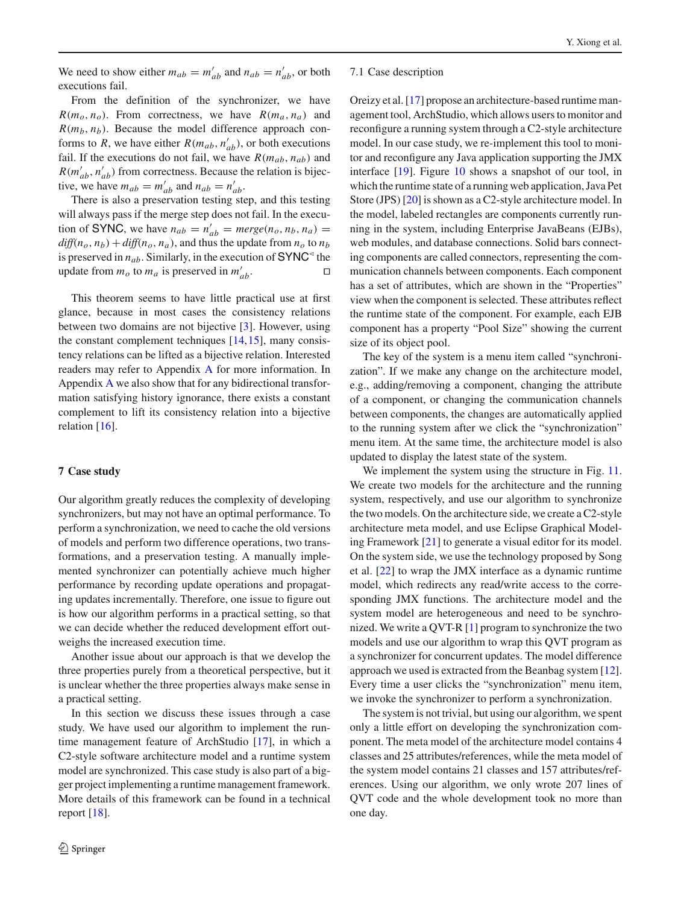We need to show either $m_{ab} = m'_{ab}$ and $n_{ab} = n'_{ab}$, or both executions fail.

From the definition of the synchronizer, we have $R(m_o, n_o)$. From correctness, we have $R(m_a, n_a)$ and $R(m_b, n_b)$. Because the model difference approach conforms to $R$, we have either $R(m_{ab}, n'_{ab})$, or both executions fail. If the executions do not fail, we have $R(m_{ab}, n_{ab})$ and $R(m'_{ab}, n'_{ab})$ from correctness. Because the relation is bijective, we have $m_{ab} = m'_{ab}$ and $n_{ab} = n'_{ab}$.

There is also a preservation testing step, and this testing will always pass if the merge step does not fail. In the execution of SYNC, we have $n_{ab} = n'_{ab} = merge(n_o, n_b, n_a) = diff(n_o, n_b) + diff(n_o, n_a)$, and thus the update from $n_o$ to $n_b$ is preserved in $n_{ab}$. Similarly, in the execution of $\mathsf{SYNC}^{\triangleleft}$ the update from $m_o$ to $m_a$ is preserved in $m'_{ab}$. □

This theorem seems to have little practical use at first glance, because in most cases the consistency relations between two domains are not bijective [3]. However, using the constant complement techniques [14,15], many consistency relations can be lifted as a bijective relation. Interested readers may refer to Appendix A for more information. In Appendix A we also show that for any bidirectional transformation satisfying history ignorance, there exists a constant complement to lift its consistency relation into a bijective relation [16].

## 7 Case study

Our algorithm greatly reduces the complexity of developing synchronizers, but may not have an optimal performance. To perform a synchronization, we need to cache the old versions of models and perform two difference operations, two transformations, and a preservation testing. A manually implemented synchronizer can potentially achieve much higher performance by recording update operations and propagating updates incrementally. Therefore, one issue to figure out is how our algorithm performs in a practical setting, so that we can decide whether the reduced development effort outweighs the increased execution time.

Another issue about our approach is that we develop the three properties purely from a theoretical perspective, but it is unclear whether the three properties always make sense in a practical setting.

In this section we discuss these issues through a case study. We have used our algorithm to implement the runtime management feature of ArchStudio [17], in which a C2-style software architecture model and a runtime system model are synchronized. This case study is also part of a bigger project implementing a runtime management framework. More details of this framework can be found in a technical report [18].

### 7.1 Case description

Oreizy et al. [17] propose an architecture-based runtime management tool, ArchStudio, which allows users to monitor and reconfigure a running system through a C2-style architecture model. In our case study, we re-implement this tool to monitor and reconfigure any Java application supporting the JMX interface [19]. Figure 10 shows a snapshot of our tool, in which the runtime state of a running web application, Java Pet Store (JPS) [20] is shown as a C2-style architecture model. In the model, labeled rectangles are components currently running in the system, including Enterprise JavaBeans (EJBs), web modules, and database connections. Solid bars connecting components are called connectors, representing the communication channels between components. Each component has a set of attributes, which are shown in the “Properties” view when the component is selected. These attributes reflect the runtime state of the component. For example, each EJB component has a property “Pool Size” showing the current size of its object pool.

The key of the system is a menu item called “synchronization”. If we make any change on the architecture model, e.g., adding/removing a component, changing the attribute of a component, or changing the communication channels between components, the changes are automatically applied to the running system after we click the “synchronization” menu item. At the same time, the architecture model is also updated to display the latest state of the system.

We implement the system using the structure in Fig. 11. We create two models for the architecture and the running system, respectively, and use our algorithm to synchronize the two models. On the architecture side, we create a C2-style architecture meta model, and use Eclipse Graphical Modeling Framework [21] to generate a visual editor for its model. On the system side, we use the technology proposed by Song et al. [22] to wrap the JMX interface as a dynamic runtime model, which redirects any read/write access to the corresponding JMX functions. The architecture model and the system model are heterogeneous and need to be synchronized. We write a QVT-R [1] program to synchronize the two models and use our algorithm to wrap this QVT program as a synchronizer for concurrent updates. The model difference approach we used is extracted from the Beanbag system [12]. Every time a user clicks the “synchronization” menu item, we invoke the synchronizer to perform a synchronization.

The system is not trivial, but using our algorithm, we spent only a little effort on developing the synchronization component. The meta model of the architecture model contains 4 classes and 25 attributes/references, while the meta model of the system model contains 21 classes and 157 attributes/references. Using our algorithm, we only wrote 207 lines of QVT code and the whole development took no more than one day.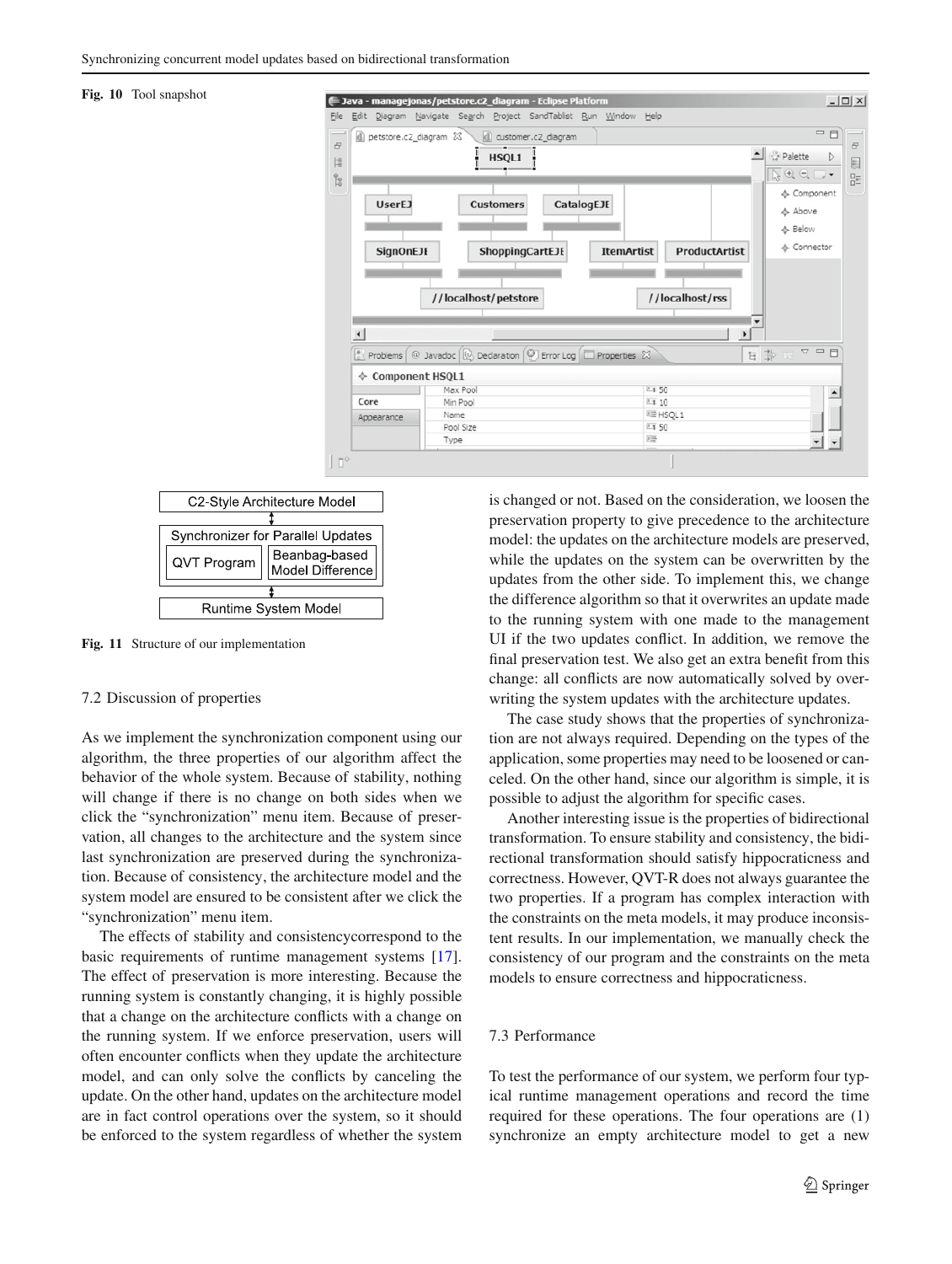**Fig. 10** Tool snapshot

C2-Style Architecture Model

Synchronizer for Parallel Updates

QVT Program

Beanbag-based Model Difference

Runtime System Model

**Fig. 11** Structure of our implementation

### 7.2 Discussion of properties

As we implement the synchronization component using our algorithm, the three properties of our algorithm affect the behavior of the whole system. Because of stability, nothing will change if there is no change on both sides when we click the "synchronization" menu item. Because of preservation, all changes to the architecture and the system since last synchronization are preserved during the synchronization. Because of consistency, the architecture model and the system model are ensured to be consistent after we click the "synchronization" menu item.

The effects of stability and consistencycorrespond to the basic requirements of runtime management systems [17]. The effect of preservation is more interesting. Because the running system is constantly changing, it is highly possible that a change on the architecture conflicts with a change on the running system. If we enforce preservation, users will often encounter conflicts when they update the architecture model, and can only solve the conflicts by canceling the update. On the other hand, updates on the architecture model are in fact control operations over the system, so it should be enforced to the system regardless of whether the system is changed or not. Based on the consideration, we loosen the preservation property to give precedence to the architecture model: the updates on the architecture models are preserved, while the updates on the system can be overwritten by the updates from the other side. To implement this, we change the difference algorithm so that it overwrites an update made to the running system with one made to the management UI if the two updates conflict. In addition, we remove the final preservation test. We also get an extra benefit from this change: all conflicts are now automatically solved by overwriting the system updates with the architecture updates.

The case study shows that the properties of synchronization are not always required. Depending on the types of the application, some properties may need to be loosened or canceled. On the other hand, since our algorithm is simple, it is possible to adjust the algorithm for specific cases.

Another interesting issue is the properties of bidirectional transformation. To ensure stability and consistency, the bidirectional transformation should satisfy hippocraticness and correctness. However, QVT-R does not always guarantee the two properties. If a program has complex interaction with the constraints on the meta models, it may produce inconsistent results. In our implementation, we manually check the consistency of our program and the constraints on the meta models to ensure correctness and hippocraticness.

### 7.3 Performance

To test the performance of our system, we perform four typical runtime management operations and record the time required for these operations. The four operations are (1) synchronize an empty architecture model to get a new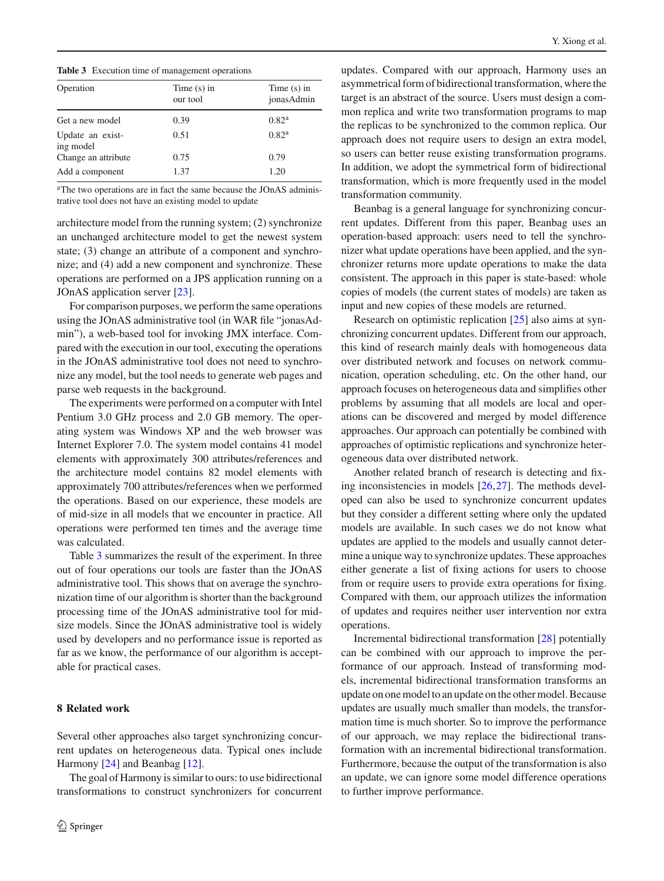**Table 3** Execution time of management operations

| Operation | Time (s) in our tool | Time (s) in jonasAdmin |
|---|---|---|
| Get a new model | 0.39 | 0.82[a] |
| Update an existing model | 0.51 | 0.82[a] |
| Change an attribute | 0.75 | 0.79 |
| Add a component | 1.37 | 1.20 |

[a]The two operations are in fact the same because the JOnAS administrative tool does not have an existing model to update

architecture model from the running system; (2) synchronize an unchanged architecture model to get the newest system state; (3) change an attribute of a component and synchronize; and (4) add a new component and synchronize. These operations are performed on a JPS application running on a JOnAS application server [23].

For comparison purposes, we perform the same operations using the JOnAS administrative tool (in WAR file "jonasAdmin"), a web-based tool for invoking JMX interface. Compared with the execution in our tool, executing the operations in the JOnAS administrative tool does not need to synchronize any model, but the tool needs to generate web pages and parse web requests in the background.

The experiments were performed on a computer with Intel Pentium 3.0 GHz process and 2.0 GB memory. The operating system was Windows XP and the web browser was Internet Explorer 7.0. The system model contains 41 model elements with approximately 300 attributes/references and the architecture model contains 82 model elements with approximately 700 attributes/references when we performed the operations. Based on our experience, these models are of mid-size in all models that we encounter in practice. All operations were performed ten times and the average time was calculated.

Table 3 summarizes the result of the experiment. In three out of four operations our tools are faster than the JOnAS administrative tool. This shows that on average the synchronization time of our algorithm is shorter than the background processing time of the JOnAS administrative tool for mid-size models. Since the JOnAS administrative tool is widely used by developers and no performance issue is reported as far as we know, the performance of our algorithm is acceptable for practical cases.

## 8 Related work

Several other approaches also target synchronizing concurrent updates on heterogeneous data. Typical ones include Harmony [24] and Beanbag [12].

The goal of Harmony is similar to ours: to use bidirectional transformations to construct synchronizers for concurrent updates. Compared with our approach, Harmony uses an asymmetrical form of bidirectional transformation, where the target is an abstract of the source. Users must design a common replica and write two transformation programs to map the replicas to be synchronized to the common replica. Our approach does not require users to design an extra model, so users can better reuse existing transformation programs. In addition, we adopt the symmetrical form of bidirectional transformation, which is more frequently used in the model transformation community.

Beanbag is a general language for synchronizing concurrent updates. Different from this paper, Beanbag uses an operation-based approach: users need to tell the synchronizer what update operations have been applied, and the synchronizer returns more update operations to make the data consistent. The approach in this paper is state-based: whole copies of models (the current states of models) are taken as input and new copies of these models are returned.

Research on optimistic replication [25] also aims at synchronizing concurrent updates. Different from our approach, this kind of research mainly deals with homogeneous data over distributed network and focuses on network communication, operation scheduling, etc. On the other hand, our approach focuses on heterogeneous data and simplifies other problems by assuming that all models are local and operations can be discovered and merged by model difference approaches. Our approach can potentially be combined with approaches of optimistic replications and synchronize heterogeneous data over distributed network.

Another related branch of research is detecting and fixing inconsistencies in models [26,27]. The methods developed can also be used to synchronize concurrent updates but they consider a different setting where only the updated models are available. In such cases we do not know what updates are applied to the models and usually cannot determine a unique way to synchronize updates. These approaches either generate a list of fixing actions for users to choose from or require users to provide extra operations for fixing. Compared with them, our approach utilizes the information of updates and requires neither user intervention nor extra operations.

Incremental bidirectional transformation [28] potentially can be combined with our approach to improve the performance of our approach. Instead of transforming models, incremental bidirectional transformation transforms an update on one model to an update on the other model. Because updates are usually much smaller than models, the transformation time is much shorter. So to improve the performance of our approach, we may replace the bidirectional transformation with an incremental bidirectional transformation. Furthermore, because the output of the transformation is also an update, we can ignore some model difference operations to further improve performance.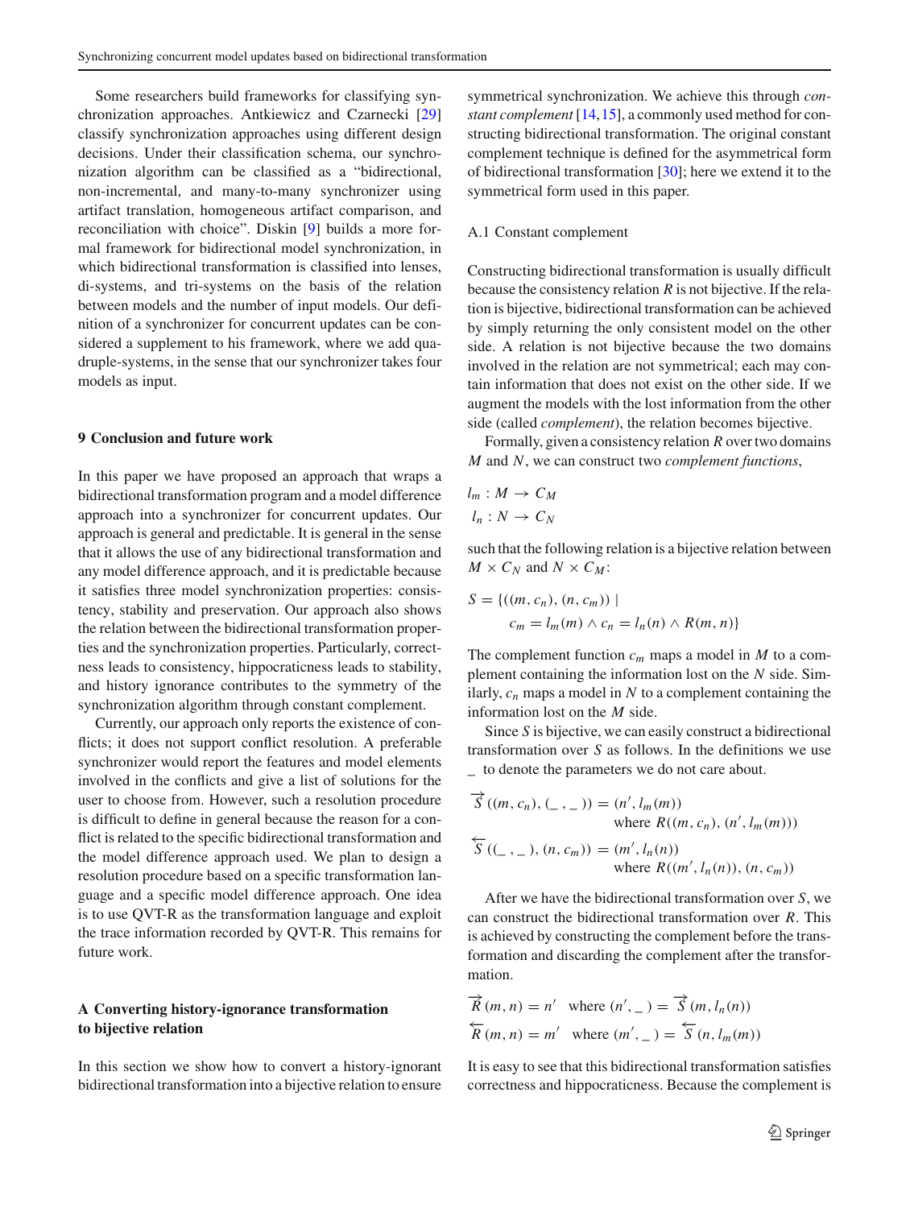Some researchers build frameworks for classifying synchronization approaches. Antkiewicz and Czarnecki [29] classify synchronization approaches using different design decisions. Under their classification schema, our synchronization algorithm can be classified as a "bidirectional, non-incremental, and many-to-many synchronizer using artifact translation, homogeneous artifact comparison, and reconciliation with choice". Diskin [9] builds a more formal framework for bidirectional model synchronization, in which bidirectional transformation is classified into lenses, di-systems, and tri-systems on the basis of the relation between models and the number of input models. Our definition of a synchronizer for concurrent updates can be considered a supplement to his framework, where we add quadruple-systems, in the sense that our synchronizer takes four models as input.

## 9 Conclusion and future work

In this paper we have proposed an approach that wraps a bidirectional transformation program and a model difference approach into a synchronizer for concurrent updates. Our approach is general and predictable. It is general in the sense that it allows the use of any bidirectional transformation and any model difference approach, and it is predictable because it satisfies three model synchronization properties: consistency, stability and preservation. Our approach also shows the relation between the bidirectional transformation properties and the synchronization properties. Particularly, correctness leads to consistency, hippocraticness leads to stability, and history ignorance contributes to the symmetry of the synchronization algorithm through constant complement.

Currently, our approach only reports the existence of conflicts; it does not support conflict resolution. A preferable synchronizer would report the features and model elements involved in the conflicts and give a list of solutions for the user to choose from. However, such a resolution procedure is difficult to define in general because the reason for a conflict is related to the specific bidirectional transformation and the model difference approach used. We plan to design a resolution procedure based on a specific transformation language and a specific model difference approach. One idea is to use QVT-R as the transformation language and exploit the trace information recorded by QVT-R. This remains for future work.

## A Converting history-ignorance transformation to bijective relation

In this section we show how to convert a history-ignorant bidirectional transformation into a bijective relation to ensure symmetrical synchronization. We achieve this through *constant complement* [14,15], a commonly used method for constructing bidirectional transformation. The original constant complement technique is defined for the asymmetrical form of bidirectional transformation [30]; here we extend it to the symmetrical form used in this paper.

### A.1 Constant complement

Constructing bidirectional transformation is usually difficult because the consistency relation $R$ is not bijective. If the relation is bijective, bidirectional transformation can be achieved by simply returning the only consistent model on the other side. A relation is not bijective because the two domains involved in the relation are not symmetrical; each may contain information that does not exist on the other side. If we augment the models with the lost information from the other side (called *complement*), the relation becomes bijective.

Formally, given a consistency relation $R$ over two domains $M$ and $N$, we can construct two *complement functions*,

$$l_m : M \rightarrow C_M$$
$$l_n : N \rightarrow C_N$$

such that the following relation is a bijective relation between $M \times C_N$ and $N \times C_M$:

$$S = \{((m, c_n), (n, c_m)) \mid c_m = l_m(m) \wedge c_n = l_n(n) \wedge R(m, n)\}$$

The complement function $c_m$ maps a model in $M$ to a complement containing the information lost on the $N$ side. Similarly, $c_n$ maps a model in $N$ to a complement containing the information lost on the $M$ side.

Since $S$ is bijective, we can easily construct a bidirectional transformation over $S$ as follows. In the definitions we use _ to denote the parameters we do not care about.

$$\overrightarrow{S}((m, c_n), (\_, \_)) = (n', l_m(m)) \quad \text{where } R((m, c_n), (n', l_m(m)))$$
$$\overleftarrow{S}((\_, \_), (n, c_m)) = (m', l_n(n)) \quad \text{where } R((m', l_n(n)), (n, c_m))$$

After we have the bidirectional transformation over $S$, we can construct the bidirectional transformation over $R$. This is achieved by constructing the complement before the transformation and discarding the complement after the transformation.

$$\overrightarrow{R}(m, n) = n' \quad \text{where } (n', \_) = \overrightarrow{S}(m, l_n(n))$$
$$\overleftarrow{R}(m, n) = m' \quad \text{where } (m', \_) = \overleftarrow{S}(n, l_m(m))$$

It is easy to see that this bidirectional transformation satisfies correctness and hippocraticness. Because the complement is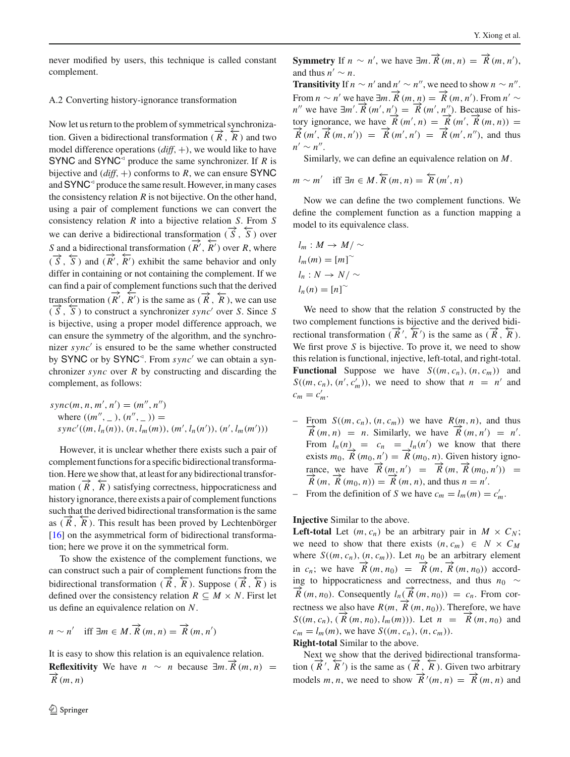never modified by users, this technique is called constant complement.

### A.2 Converting history-ignorance transformation

Now let us return to the problem of symmetrical synchronization. Given a bidirectional transformation $(\overrightarrow{R}, \overleftarrow{R})$ and two model difference operations (*diff*, +), we would like to have SYNC and SYNC$^{\triangleleft}$ produce the same synchronizer. If $R$ is bijective and (*diff*, +) conforms to $R$, we can ensure SYNC and SYNC$^{\triangleleft}$ produce the same result. However, in many cases the consistency relation $R$ is not bijective. On the other hand, using a pair of complement functions we can convert the consistency relation $R$ into a bijective relation $S$. From $S$ we can derive a bidirectional transformation $(\overrightarrow{S}, \overleftarrow{S})$ over $S$ and a bidirectional transformation $(\overrightarrow{R'}, \overleftarrow{R'})$ over $R$, where $(\overrightarrow{S}, \overleftarrow{S})$ and $(\overrightarrow{R'}, \overleftarrow{R'})$ exhibit the same behavior and only differ in containing or not containing the complement. If we can find a pair of complement functions such that the derived transformation $(\overrightarrow{R'}, \overleftarrow{R'})$ is the same as $(\overrightarrow{R}, \overleftarrow{R})$, we can use $(\overrightarrow{S}, \overleftarrow{S})$ to construct a synchronizer $sync'$ over $S$. Since $S$ is bijective, using a proper model difference approach, we can ensure the symmetry of the algorithm, and the synchronizer $sync'$ is ensured to be the same whether constructed by SYNC or by SYNC$^{\triangleleft}$. From $sync'$ we can obtain a synchronizer $sync$ over $R$ by constructing and discarding the complement, as follows:

$$
\begin{aligned}
&sync(m, n, m', n') = (m'', n'') \\
&\quad \text{where } ((m'', \_), (n'', \_)) = \\
&\quad sync'((m, l_n(n)), (n, l_m(m)), (m', l_n(n')), (n', l_m(m')))
\end{aligned}
$$

However, it is unclear whether there exists such a pair of complement functions for a specific bidirectional transformation. Here we show that, at least for any bidirectional transformation $(\overrightarrow{R}, \overleftarrow{R})$ satisfying correctness, hippocraticness and history ignorance, there exists a pair of complement functions such that the derived bidirectional transformation is the same as $(\overrightarrow{R}, \overleftarrow{R})$. This result has been proved by Lechtenbörger [16] on the asymmetrical form of bidirectional transformation; here we prove it on the symmetrical form.

To show the existence of the complement functions, we can construct such a pair of complement functions from the bidirectional transformation $(\overrightarrow{R}, \overleftarrow{R})$. Suppose $(\overrightarrow{R}, \overleftarrow{R})$ is defined over the consistency relation $R \subseteq M \times N$. First let us define an equivalence relation on $N$.

$$n \sim n' \quad \text{iff } \exists m \in M. \overrightarrow{R}(m, n) = \overrightarrow{R}(m, n')$$

It is easy to show this relation is an equivalence relation.

**Reflexitivity** We have $n \sim n$ because $\exists m. \overrightarrow{R}(m, n) = \overrightarrow{R}(m, n)$

**Symmetry** If $n \sim n'$, we have $\exists m. \overrightarrow{R}(m, n) = \overrightarrow{R}(m, n')$, and thus $n' \sim n$.

**Transitivity** If $n \sim n'$ and $n' \sim n''$, we need to show $n \sim n''$. From $n \sim n'$ we have $\exists m. \overrightarrow{R}(m, n) = \overrightarrow{R}(m, n')$. From $n' \sim n''$ we have $\exists m'. \overrightarrow{R}(m', n') = \overrightarrow{R}(m', n'')$. Because of history ignorance, we have $\overrightarrow{R}(m', n) = \overrightarrow{R}(m', \overrightarrow{R}(m, n)) = \overrightarrow{R}(m', \overrightarrow{R}(m, n')) = \overrightarrow{R}(m', n') = \overrightarrow{R}(m', n'')$, and thus $n' \sim n''$.

Similarly, we can define an equivalence relation on $M$.

$$m \sim m' \quad \text{iff } \exists n \in M. \overleftarrow{R}(m, n) = \overleftarrow{R}(m', n)$$

Now we can define the two complement functions. We define the complement function as a function mapping a model to its equivalence class.

$$
\begin{aligned}
&l_m : M \rightarrow M/\sim \\
&l_m(m) = [m]^{\sim} \\
&l_n : N \rightarrow N/\sim \\
&l_n(n) = [n]^{\sim}
\end{aligned}
$$

We need to show that the relation $S$ constructed by the two complement functions is bijective and the derived bidirectional transformation $(\overrightarrow{R}', \overleftarrow{R}')$ is the same as $(\overrightarrow{R}, \overleftarrow{R})$. We first prove $S$ is bijective. To prove it, we need to show this relation is functional, injective, left-total, and right-total.

**Functional** Suppose we have $S((m, c_n), (n, c_m))$ and $S((m, c_n), (n', c'_m))$, we need to show that $n = n'$ and $c_m = c'_m$.

- From $S((m, c_n), (n, c_m))$ we have $R(m, n)$, and thus $\overrightarrow{R}(m, n) = n$. Similarly, we have $\overrightarrow{R}(m, n') = n'$. From $l_n(n) = c_n = l_n(n')$ we know that there exists $m_0$, $\overrightarrow{R}(m_0, n') = \overrightarrow{R}(m_0, n)$. Given history ignorance, we have $\overrightarrow{R}(m, n') = \overrightarrow{R}(m, \overrightarrow{R}(m_0, n')) = \overrightarrow{R}(m, \overrightarrow{R}(m_0, n)) = \overrightarrow{R}(m, n)$, and thus $n = n'$.
- From the definition of $S$ we have $c_m = l_m(m) = c'_m$.

**Injective** Similar to the above.

**Left-total** Let $(m, c_n)$ be an arbitrary pair in $M \times C_N$; we need to show that there exists $(n, c_m) \in N \times C_M$ where $S((m, c_n), (n, c_m))$. Let $n_0$ be an arbitrary element in $c_n$; we have $\overrightarrow{R}(m, n_0) = \overrightarrow{R}(m, \overrightarrow{R}(m, n_0))$ according to hippocraticness and correctness, and thus $n_0 \sim \overrightarrow{R}(m, n_0)$. Consequently $l_n(\overrightarrow{R}(m, n_0)) = c_n$. From correctness we also have $R(m, \overrightarrow{R}(m, n_0))$. Therefore, we have $S((m, c_n), (\overrightarrow{R}(m, n_0), l_m(m)))$. Let $n = \overrightarrow{R}(m, n_0)$ and $c_m = l_m(m)$, we have $S((m, c_n), (n, c_m))$.

**Right-total** Similar to the above.

Next we show that the derived bidirectional transformation $(\overrightarrow{R}', \overleftarrow{R}')$ is the same as $(\overrightarrow{R}, \overleftarrow{R})$. Given two arbitrary models $m, n$, we need to show $\overrightarrow{R}'(m, n) = \overrightarrow{R}(m, n)$ and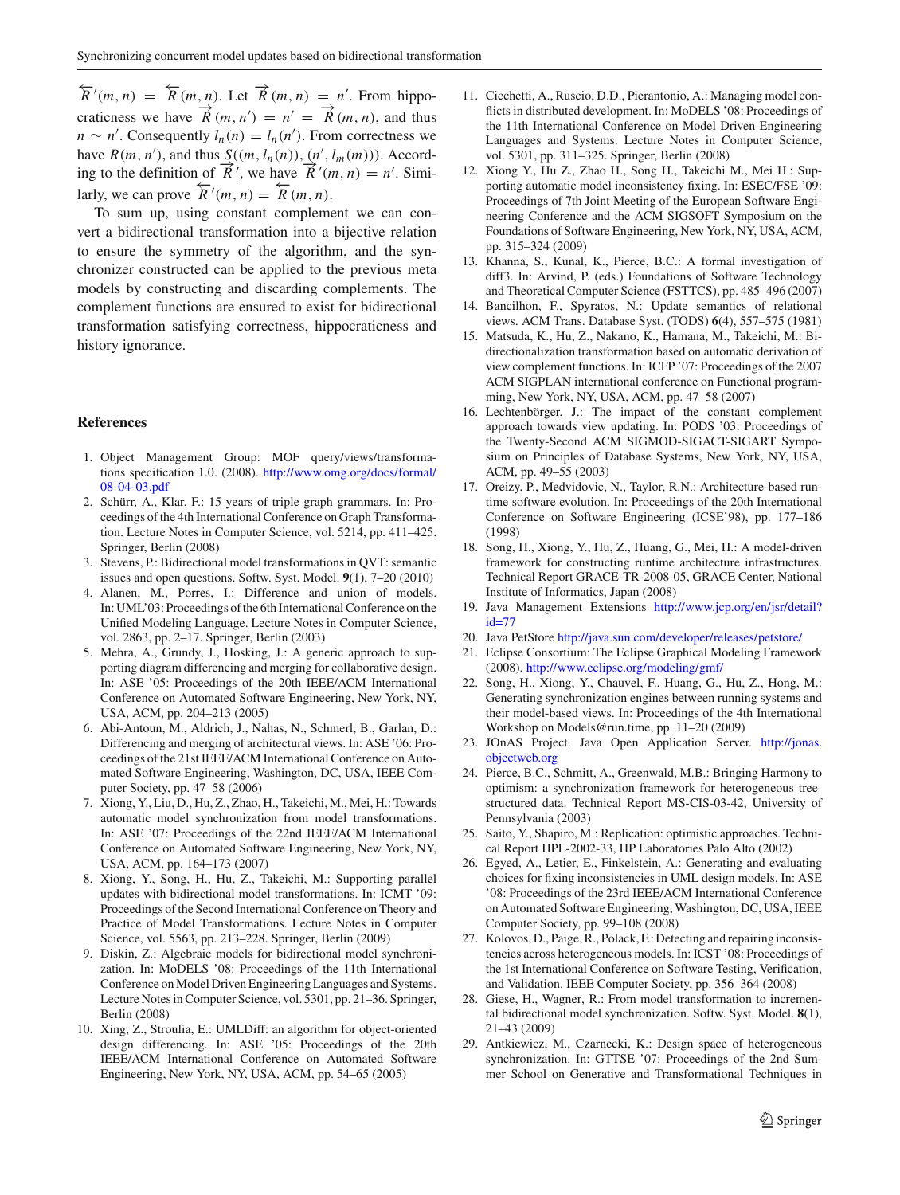$\overleftarrow{R}'(m,n) = \overleftarrow{R}(m,n)$. Let $\overrightarrow{R}(m,n) = n'$. From hippocraticness we have $\overrightarrow{R}(m,n') = n' = \overrightarrow{R}(m,n)$, and thus $n \sim n'$. Consequently $l_n(n) = l_n(n')$. From correctness we have $R(m,n')$, and thus $S((m, l_n(n)), (n', l_m(m)))$. According to the definition of $\overrightarrow{R}'$, we have $\overrightarrow{R}'(m,n) = n'$. Similarly, we can prove $\overleftarrow{R}'(m,n) = \overleftarrow{R}(m,n)$.

To sum up, using constant complement we can convert a bidirectional transformation into a bijective relation to ensure the symmetry of the algorithm, and the synchronizer constructed can be applied to the previous meta models by constructing and discarding complements. The complement functions are ensured to exist for bidirectional transformation satisfying correctness, hippocraticness and history ignorance.

## References

1. Object Management Group: MOF query/views/transformations specification 1.0. (2008). http://www.omg.org/docs/formal/08-04-03.pdf
2. Schürr, A., Klar, F.: 15 years of triple graph grammars. In: Proceedings of the 4th International Conference on Graph Transformation. Lecture Notes in Computer Science, vol. 5214, pp. 411–425. Springer, Berlin (2008)
3. Stevens, P.: Bidirectional model transformations in QVT: semantic issues and open questions. Softw. Syst. Model. **9**(1), 7–20 (2010)
4. Alanen, M., Porres, I.: Difference and union of models. In: UML'03: Proceedings of the 6th International Conference on the Unified Modeling Language. Lecture Notes in Computer Science, vol. 2863, pp. 2–17. Springer, Berlin (2003)
5. Mehra, A., Grundy, J., Hosking, J.: A generic approach to supporting diagram differencing and merging for collaborative design. In: ASE '05: Proceedings of the 20th IEEE/ACM International Conference on Automated Software Engineering, New York, NY, USA, ACM, pp. 204–213 (2005)
6. Abi-Antoun, M., Aldrich, J., Nahas, N., Schmerl, B., Garlan, D.: Differencing and merging of architectural views. In: ASE '06: Proceedings of the 21st IEEE/ACM International Conference on Automated Software Engineering, Washington, DC, USA, IEEE Computer Society, pp. 47–58 (2006)
7. Xiong, Y., Liu, D., Hu, Z., Zhao, H., Takeichi, M., Mei, H.: Towards automatic model synchronization from model transformations. In: ASE '07: Proceedings of the 22nd IEEE/ACM International Conference on Automated Software Engineering, New York, NY, USA, ACM, pp. 164–173 (2007)
8. Xiong, Y., Song, H., Hu, Z., Takeichi, M.: Supporting parallel updates with bidirectional model transformations. In: ICMT '09: Proceedings of the Second International Conference on Theory and Practice of Model Transformations. Lecture Notes in Computer Science, vol. 5563, pp. 213–228. Springer, Berlin (2009)
9. Diskin, Z.: Algebraic models for bidirectional model synchronization. In: MoDELS '08: Proceedings of the 11th International Conference on Model Driven Engineering Languages and Systems. Lecture Notes in Computer Science, vol. 5301, pp. 21–36. Springer, Berlin (2008)
10. Xing, Z., Stroulia, E.: UMLDiff: an algorithm for object-oriented design differencing. In: ASE '05: Proceedings of the 20th IEEE/ACM International Conference on Automated Software Engineering, New York, NY, USA, ACM, pp. 54–65 (2005)
11. Cicchetti, A., Ruscio, D.D., Pierantonio, A.: Managing model conflicts in distributed development. In: MoDELS '08: Proceedings of the 11th International Conference on Model Driven Engineering Languages and Systems. Lecture Notes in Computer Science, vol. 5301, pp. 311–325. Springer, Berlin (2008)
12. Xiong Y., Hu Z., Zhao H., Song H., Takeichi M., Mei H.: Supporting automatic model inconsistency fixing. In: ESEC/FSE '09: Proceedings of 7th Joint Meeting of the European Software Engineering Conference and the ACM SIGSOFT Symposium on the Foundations of Software Engineering, New York, NY, USA, ACM, pp. 315–324 (2009)
13. Khanna, S., Kunal, K., Pierce, B.C.: A formal investigation of diff3. In: Arvind, P. (eds.) Foundations of Software Technology and Theoretical Computer Science (FSTTCS), pp. 485–496 (2007)
14. Bancilhon, F., Spyratos, N.: Update semantics of relational views. ACM Trans. Database Syst. (TODS) **6**(4), 557–575 (1981)
15. Matsuda, K., Hu, Z., Nakano, K., Hamana, M., Takeichi, M.: Bidirectionalization transformation based on automatic derivation of view complement functions. In: ICFP '07: Proceedings of the 2007 ACM SIGPLAN international conference on Functional programming, New York, NY, USA, ACM, pp. 47–58 (2007)
16. Lechtenbörger, J.: The impact of the constant complement approach towards view updating. In: PODS '03: Proceedings of the Twenty-Second ACM SIGMOD-SIGACT-SIGART Symposium on Principles of Database Systems, New York, NY, USA, ACM, pp. 49–55 (2003)
17. Oreizy, P., Medvidovic, N., Taylor, R.N.: Architecture-based runtime software evolution. In: Proceedings of the 20th International Conference on Software Engineering (ICSE'98), pp. 177–186 (1998)
18. Song, H., Xiong, Y., Hu, Z., Huang, G., Mei, H.: A model-driven framework for constructing runtime architecture infrastructures. Technical Report GRACE-TR-2008-05, GRACE Center, National Institute of Informatics, Japan (2008)
19. Java Management Extensions http://www.jcp.org/en/jsr/detail?id=77
20. Java PetStore http://java.sun.com/developer/releases/petstore/
21. Eclipse Consortium: The Eclipse Graphical Modeling Framework (2008). http://www.eclipse.org/modeling/gmf/
22. Song, H., Xiong, Y., Chauvel, F., Huang, G., Hu, Z., Hong, M.: Generating synchronization engines between running systems and their model-based views. In: Proceedings of the 4th International Workshop on Models@run.time, pp. 11–20 (2009)
23. JOnAS Project. Java Open Application Server. http://jonas.objectweb.org
24. Pierce, B.C., Schmitt, A., Greenwald, M.B.: Bringing Harmony to optimism: a synchronization framework for heterogeneous tree-structured data. Technical Report MS-CIS-03-42, University of Pennsylvania (2003)
25. Saito, Y., Shapiro, M.: Replication: optimistic approaches. Technical Report HPL-2002-33, HP Laboratories Palo Alto (2002)
26. Egyed, A., Letier, E., Finkelstein, A.: Generating and evaluating choices for fixing inconsistencies in UML design models. In: ASE '08: Proceedings of the 23rd IEEE/ACM International Conference on Automated Software Engineering, Washington, DC, USA, IEEE Computer Society, pp. 99–108 (2008)
27. Kolovos, D., Paige, R., Polack, F.: Detecting and repairing inconsistencies across heterogeneous models. In: ICST '08: Proceedings of the 1st International Conference on Software Testing, Verification, and Validation. IEEE Computer Society, pp. 356–364 (2008)
28. Giese, H., Wagner, R.: From model transformation to incremental bidirectional model synchronization. Softw. Syst. Model. **8**(1), 21–43 (2009)
29. Antkiewicz, M., Czarnecki, K.: Design space of heterogeneous synchronization. In: GTTSE '07: Proceedings of the 2nd Summer School on Generative and Transformational Techniques in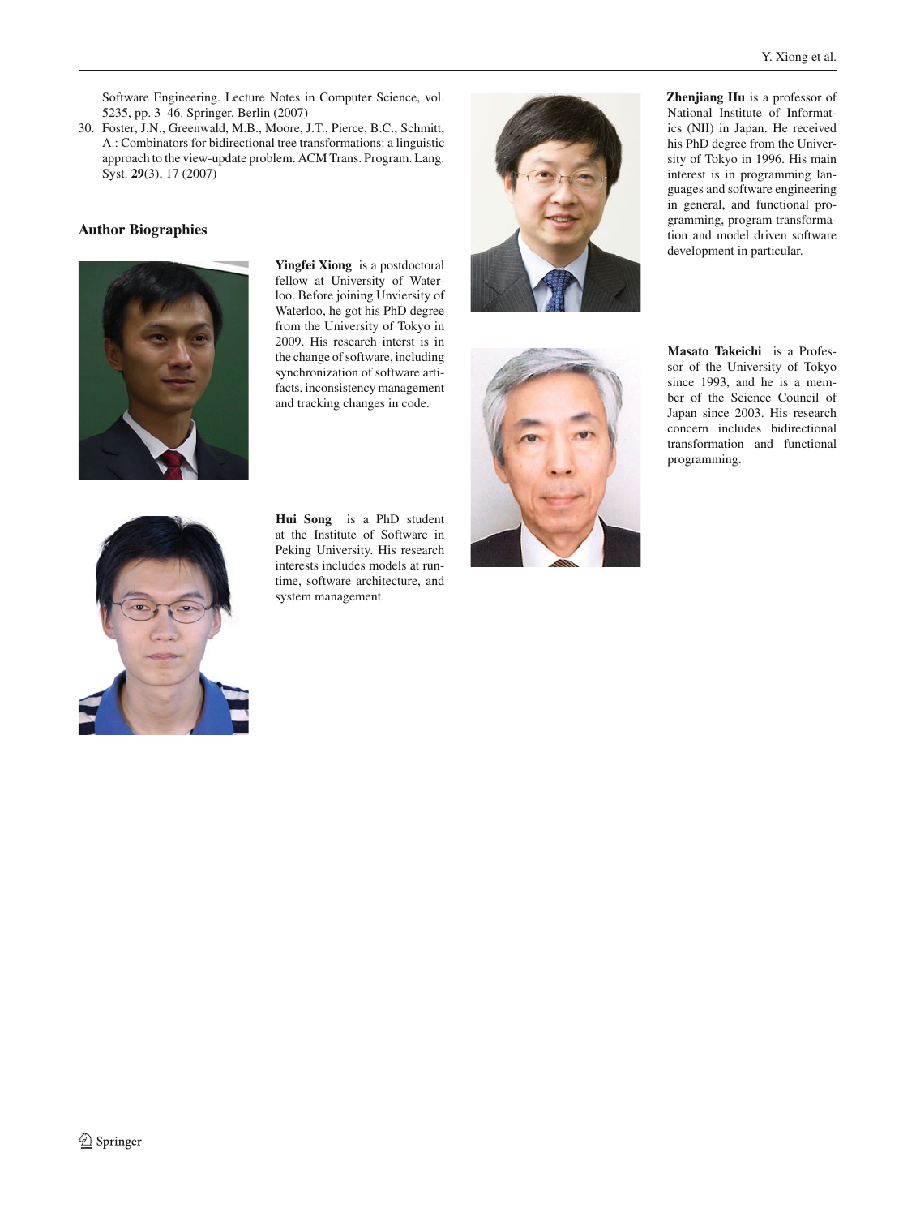Software Engineering. Lecture Notes in Computer Science, vol. 5235, pp. 3–46. Springer, Berlin (2007)

30. Foster, J.N., Greenwald, M.B., Moore, J.T., Pierce, B.C., Schmitt, A.: Combinators for bidirectional tree transformations: a linguistic approach to the view-update problem. ACM Trans. Program. Lang. Syst. **29**(3), 17 (2007)

## Author Biographies

**Yingfei Xiong** is a postdoctoral fellow at University of Waterloo. Before joining Unviersity of Waterloo, he got his PhD degree from the University of Tokyo in 2009. His research interest is in the change of software, including synchronization of software artifacts, inconsistency management and tracking changes in code.

**Hui Song** is a PhD student at the Institute of Software in Peking University. His research interests includes models at runtime, software architecture, and system management.

**Zhenjiang Hu** is a professor of National Institute of Informatics (NII) in Japan. He received his PhD degree from the University of Tokyo in 1996. His main interest is in programming languages and software engineering in general, and functional programming, program transformation and model driven software development in particular.

**Masato Takeichi** is a Professor of the University of Tokyo since 1993, and he is a member of the Science Council of Japan since 2003. His research concern includes bidirectional transformation and functional programming.